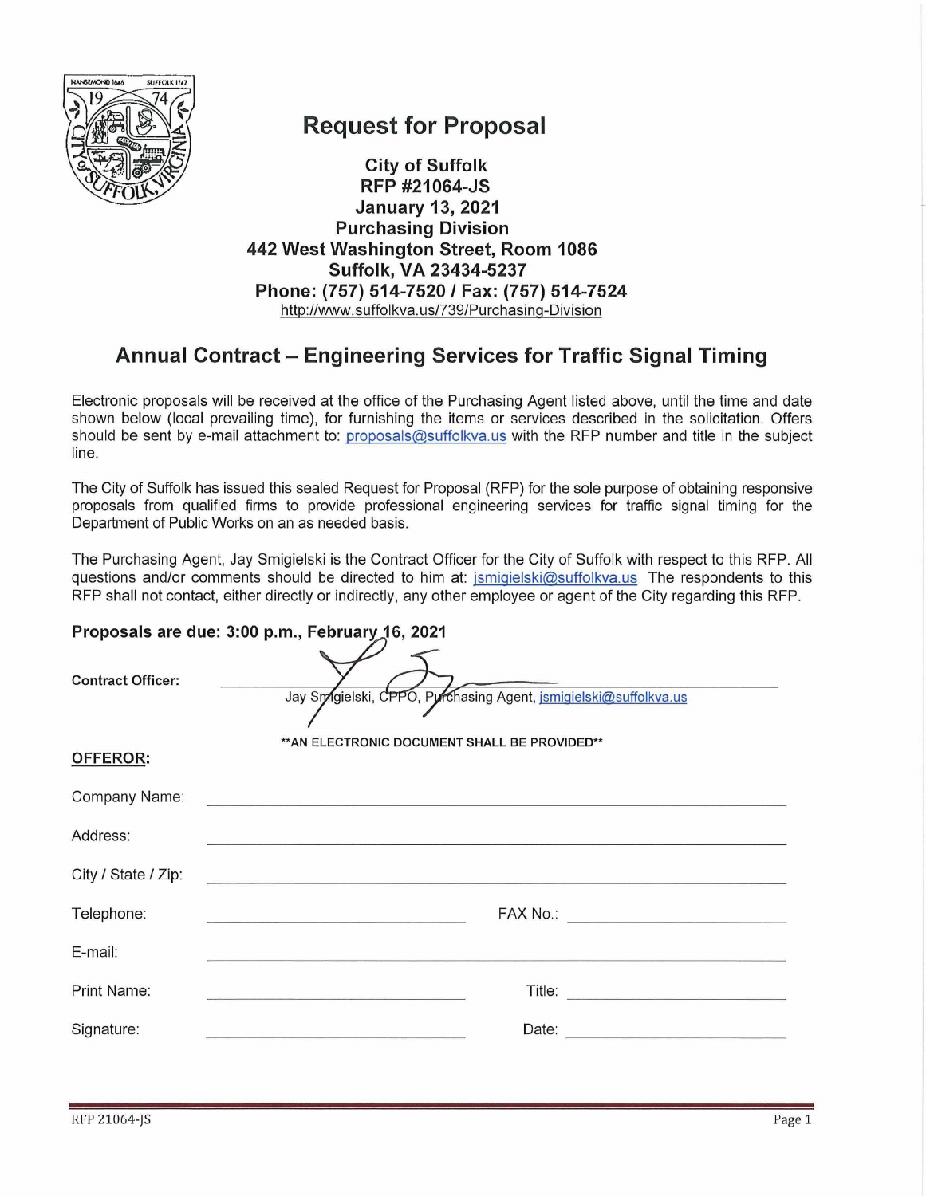# Request for Proposal

**City of Suffolk**
**RFP #21064-JS**
**January 13, 2021**
**Purchasing Division**
**442 West Washington Street, Room 1086**
**Suffolk, VA 23434-5237**
**Phone: (757) 514-7520 / Fax: (757) 514-7524**
http://www.suffolkva.us/739/Purchasing-Division

## Annual Contract – Engineering Services for Traffic Signal Timing

Electronic proposals will be received at the office of the Purchasing Agent listed above, until the time and date shown below (local prevailing time), for furnishing the items or services described in the solicitation. Offers should be sent by e-mail attachment to: proposals@suffolkva.us with the RFP number and title in the subject line.

The City of Suffolk has issued this sealed Request for Proposal (RFP) for the sole purpose of obtaining responsive proposals from qualified firms to provide professional engineering services for traffic signal timing for the Department of Public Works on an as needed basis.

The Purchasing Agent, Jay Smigielski is the Contract Officer for the City of Suffolk with respect to this RFP. All questions and/or comments should be directed to him at: jsmigielski@suffolkva.us The respondents to this RFP shall not contact, either directly or indirectly, any other employee or agent of the City regarding this RFP.

**Proposals are due: 3:00 p.m., February 16, 2021**

**Contract Officer:** ______________________________
Jay Smigielski, CPPO, Purchasing Agent, jsmigielski@suffolkva.us

**\*\*AN ELECTRONIC DOCUMENT SHALL BE PROVIDED\*\***

**OFFEROR:**

Company Name: ______________________________

Address: ______________________________

City / State / Zip: ______________________________

Telephone: ______________________________ FAX No.: ______________________________

E-mail: ______________________________

Print Name: ______________________________ Title: ______________________________

Signature: ______________________________ Date: ______________________________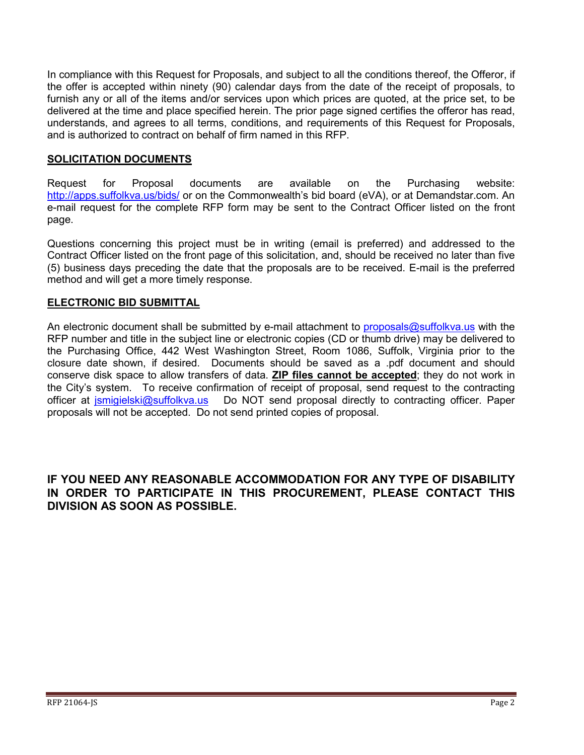In compliance with this Request for Proposals, and subject to all the conditions thereof, the Offeror, if the offer is accepted within ninety (90) calendar days from the date of the receipt of proposals, to furnish any or all of the items and/or services upon which prices are quoted, at the price set, to be delivered at the time and place specified herein. The prior page signed certifies the offeror has read, understands, and agrees to all terms, conditions, and requirements of this Request for Proposals, and is authorized to contract on behalf of firm named in this RFP.

## SOLICITATION DOCUMENTS

Request for Proposal documents are available on the Purchasing website: http://apps.suffolkva.us/bids/ or on the Commonwealth's bid board (eVA), or at Demandstar.com. An e-mail request for the complete RFP form may be sent to the Contract Officer listed on the front page.

Questions concerning this project must be in writing (email is preferred) and addressed to the Contract Officer listed on the front page of this solicitation, and, should be received no later than five (5) business days preceding the date that the proposals are to be received. E-mail is the preferred method and will get a more timely response.

## ELECTRONIC BID SUBMITTAL

An electronic document shall be submitted by e-mail attachment to proposals@suffolkva.us with the RFP number and title in the subject line or electronic copies (CD or thumb drive) may be delivered to the Purchasing Office, 442 West Washington Street, Room 1086, Suffolk, Virginia prior to the closure date shown, if desired. Documents should be saved as a .pdf document and should conserve disk space to allow transfers of data. **ZIP files cannot be accepted**; they do not work in the City's system. To receive confirmation of receipt of proposal, send request to the contracting officer at jsmigielski@suffolkva.us Do NOT send proposal directly to contracting officer. Paper proposals will not be accepted. Do not send printed copies of proposal.

**IF YOU NEED ANY REASONABLE ACCOMMODATION FOR ANY TYPE OF DISABILITY IN ORDER TO PARTICIPATE IN THIS PROCUREMENT, PLEASE CONTACT THIS DIVISION AS SOON AS POSSIBLE.**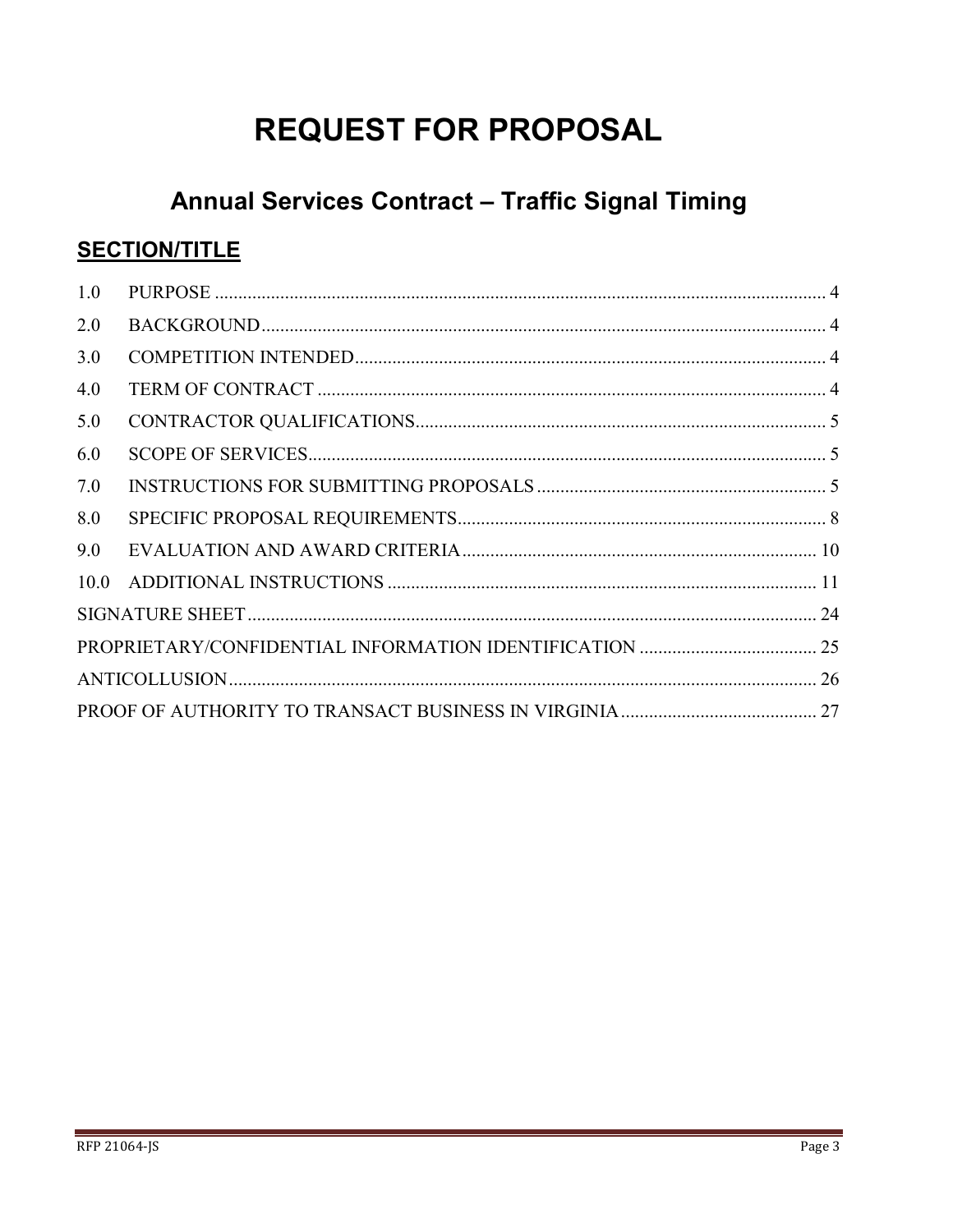# REQUEST FOR PROPOSAL

## Annual Services Contract – Traffic Signal Timing

**SECTION/TITLE**

| | | |
|---|---|---|
| 1.0 | PURPOSE | 4 |
| 2.0 | BACKGROUND | 4 |
| 3.0 | COMPETITION INTENDED | 4 |
| 4.0 | TERM OF CONTRACT | 4 |
| 5.0 | CONTRACTOR QUALIFICATIONS | 5 |
| 6.0 | SCOPE OF SERVICES | 5 |
| 7.0 | INSTRUCTIONS FOR SUBMITTING PROPOSALS | 5 |
| 8.0 | SPECIFIC PROPOSAL REQUIREMENTS | 8 |
| 9.0 | EVALUATION AND AWARD CRITERIA | 10 |
| 10.0 | ADDITIONAL INSTRUCTIONS | 11 |
| SIGNATURE SHEET | | 24 |
| PROPRIETARY/CONFIDENTIAL INFORMATION IDENTIFICATION | | 25 |
| ANTICOLLUSION | | 26 |
| PROOF OF AUTHORITY TO TRANSACT BUSINESS IN VIRGINIA | | 27 |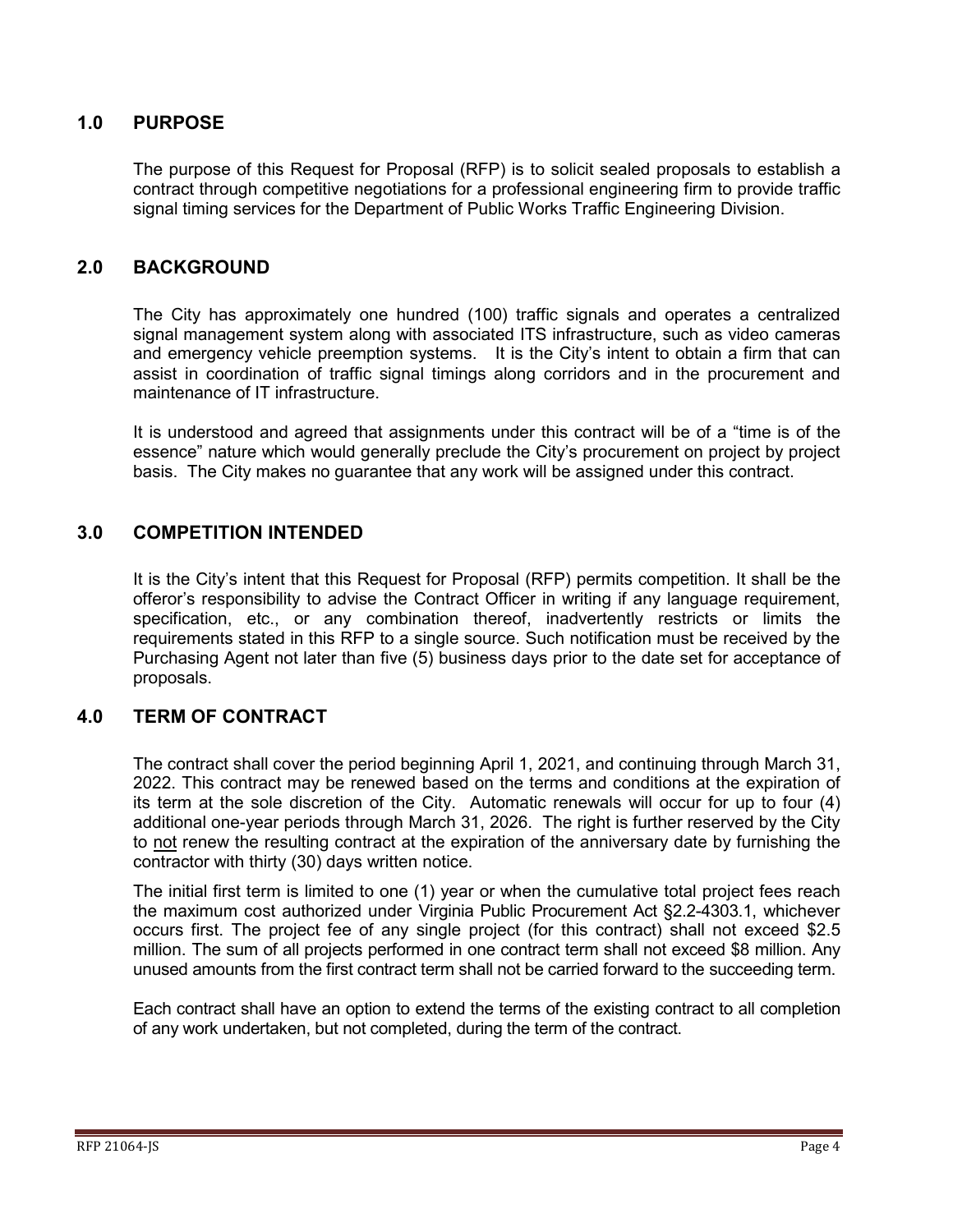## 1.0 PURPOSE

The purpose of this Request for Proposal (RFP) is to solicit sealed proposals to establish a contract through competitive negotiations for a professional engineering firm to provide traffic signal timing services for the Department of Public Works Traffic Engineering Division.

## 2.0 BACKGROUND

The City has approximately one hundred (100) traffic signals and operates a centralized signal management system along with associated ITS infrastructure, such as video cameras and emergency vehicle preemption systems. It is the City's intent to obtain a firm that can assist in coordination of traffic signal timings along corridors and in the procurement and maintenance of IT infrastructure.

It is understood and agreed that assignments under this contract will be of a "time is of the essence" nature which would generally preclude the City's procurement on project by project basis. The City makes no guarantee that any work will be assigned under this contract.

## 3.0 COMPETITION INTENDED

It is the City's intent that this Request for Proposal (RFP) permits competition. It shall be the offeror's responsibility to advise the Contract Officer in writing if any language requirement, specification, etc., or any combination thereof, inadvertently restricts or limits the requirements stated in this RFP to a single source. Such notification must be received by the Purchasing Agent not later than five (5) business days prior to the date set for acceptance of proposals.

## 4.0 TERM OF CONTRACT

The contract shall cover the period beginning April 1, 2021, and continuing through March 31, 2022. This contract may be renewed based on the terms and conditions at the expiration of its term at the sole discretion of the City. Automatic renewals will occur for up to four (4) additional one-year periods through March 31, 2026. The right is further reserved by the City to not renew the resulting contract at the expiration of the anniversary date by furnishing the contractor with thirty (30) days written notice.

The initial first term is limited to one (1) year or when the cumulative total project fees reach the maximum cost authorized under Virginia Public Procurement Act §2.2-4303.1, whichever occurs first. The project fee of any single project (for this contract) shall not exceed $2.5 million. The sum of all projects performed in one contract term shall not exceed $8 million. Any unused amounts from the first contract term shall not be carried forward to the succeeding term.

Each contract shall have an option to extend the terms of the existing contract to all completion of any work undertaken, but not completed, during the term of the contract.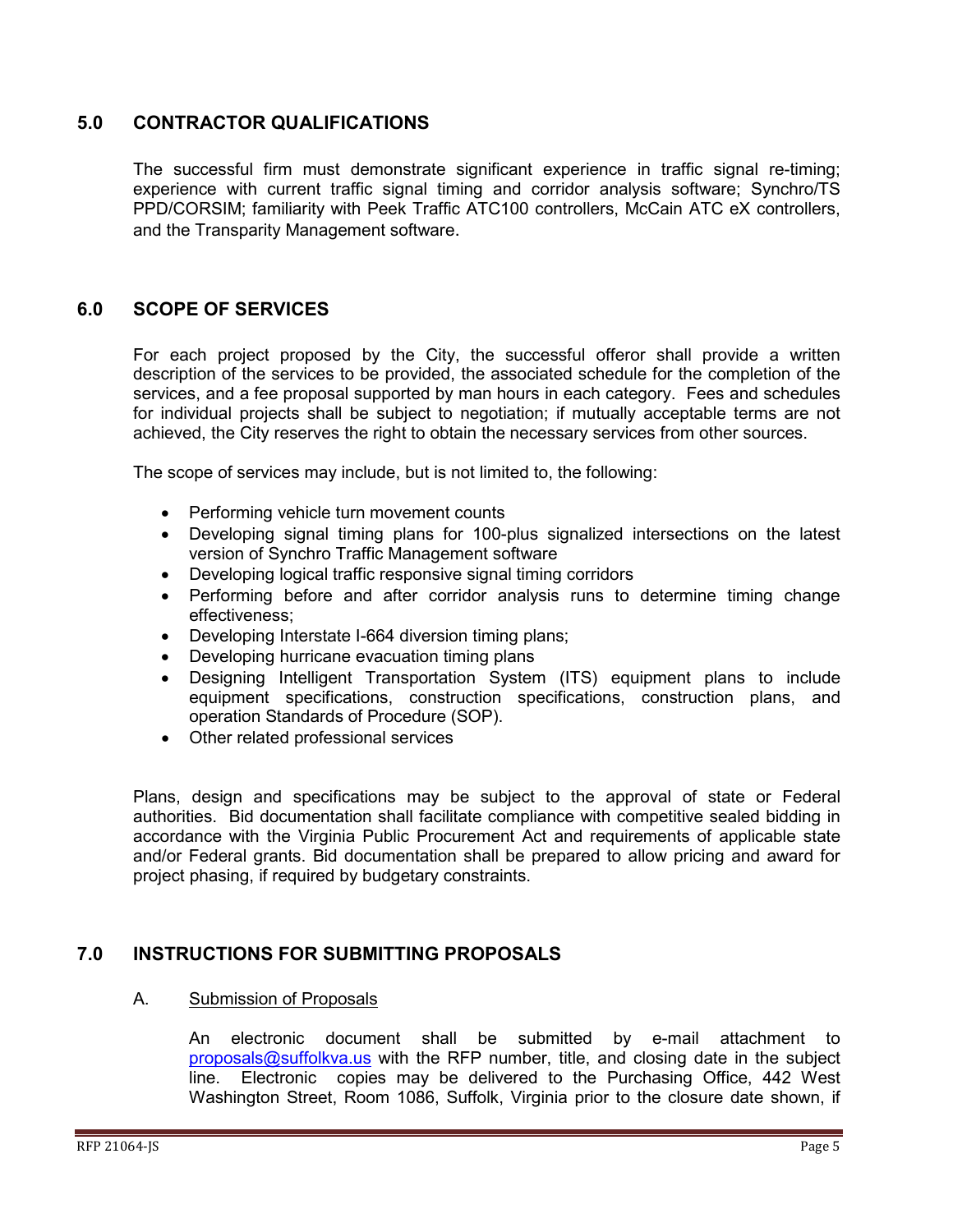## 5.0 CONTRACTOR QUALIFICATIONS

The successful firm must demonstrate significant experience in traffic signal re-timing; experience with current traffic signal timing and corridor analysis software; Synchro/TS PPD/CORSIM; familiarity with Peek Traffic ATC100 controllers, McCain ATC eX controllers, and the Transparity Management software.

## 6.0 SCOPE OF SERVICES

For each project proposed by the City, the successful offeror shall provide a written description of the services to be provided, the associated schedule for the completion of the services, and a fee proposal supported by man hours in each category. Fees and schedules for individual projects shall be subject to negotiation; if mutually acceptable terms are not achieved, the City reserves the right to obtain the necessary services from other sources.

The scope of services may include, but is not limited to, the following:

- Performing vehicle turn movement counts
- Developing signal timing plans for 100-plus signalized intersections on the latest version of Synchro Traffic Management software
- Developing logical traffic responsive signal timing corridors
- Performing before and after corridor analysis runs to determine timing change effectiveness;
- Developing Interstate I-664 diversion timing plans;
- Developing hurricane evacuation timing plans
- Designing Intelligent Transportation System (ITS) equipment plans to include equipment specifications, construction specifications, construction plans, and operation Standards of Procedure (SOP).
- Other related professional services

Plans, design and specifications may be subject to the approval of state or Federal authorities. Bid documentation shall facilitate compliance with competitive sealed bidding in accordance with the Virginia Public Procurement Act and requirements of applicable state and/or Federal grants. Bid documentation shall be prepared to allow pricing and award for project phasing, if required by budgetary constraints.

## 7.0 INSTRUCTIONS FOR SUBMITTING PROPOSALS

A. <u>Submission of Proposals</u>

An electronic document shall be submitted by e-mail attachment to proposals@suffolkva.us with the RFP number, title, and closing date in the subject line. Electronic copies may be delivered to the Purchasing Office, 442 West Washington Street, Room 1086, Suffolk, Virginia prior to the closure date shown, if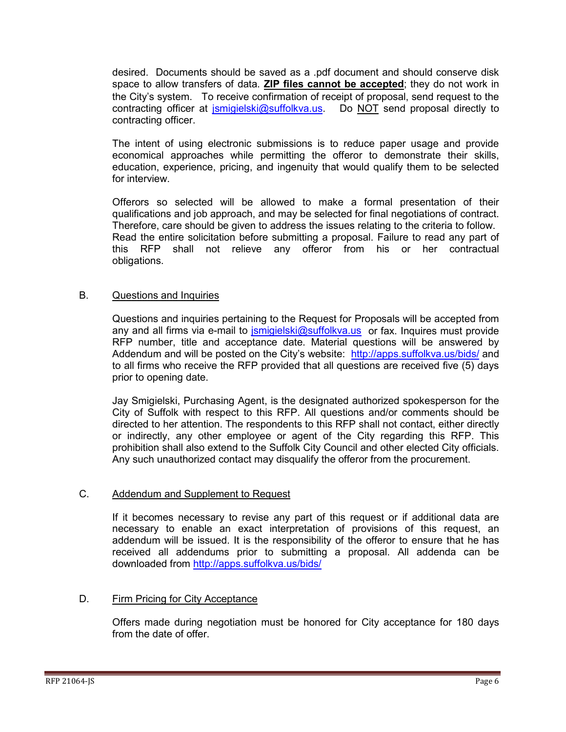desired. Documents should be saved as a .pdf document and should conserve disk space to allow transfers of data. **ZIP files cannot be accepted**; they do not work in the City's system. To receive confirmation of receipt of proposal, send request to the contracting officer at jsmigielski@suffolkva.us. Do NOT send proposal directly to contracting officer.

The intent of using electronic submissions is to reduce paper usage and provide economical approaches while permitting the offeror to demonstrate their skills, education, experience, pricing, and ingenuity that would qualify them to be selected for interview.

Offerors so selected will be allowed to make a formal presentation of their qualifications and job approach, and may be selected for final negotiations of contract. Therefore, care should be given to address the issues relating to the criteria to follow. Read the entire solicitation before submitting a proposal. Failure to read any part of this RFP shall not relieve any offeror from his or her contractual obligations.

B. Questions and Inquiries

Questions and inquiries pertaining to the Request for Proposals will be accepted from any and all firms via e-mail to jsmigielski@suffolkva.us or fax. Inquires must provide RFP number, title and acceptance date. Material questions will be answered by Addendum and will be posted on the City's website: http://apps.suffolkva.us/bids/ and to all firms who receive the RFP provided that all questions are received five (5) days prior to opening date.

Jay Smigielski, Purchasing Agent, is the designated authorized spokesperson for the City of Suffolk with respect to this RFP. All questions and/or comments should be directed to her attention. The respondents to this RFP shall not contact, either directly or indirectly, any other employee or agent of the City regarding this RFP. This prohibition shall also extend to the Suffolk City Council and other elected City officials. Any such unauthorized contact may disqualify the offeror from the procurement.

C. Addendum and Supplement to Request

If it becomes necessary to revise any part of this request or if additional data are necessary to enable an exact interpretation of provisions of this request, an addendum will be issued. It is the responsibility of the offeror to ensure that he has received all addendums prior to submitting a proposal. All addenda can be downloaded from http://apps.suffolkva.us/bids/

D. Firm Pricing for City Acceptance

Offers made during negotiation must be honored for City acceptance for 180 days from the date of offer.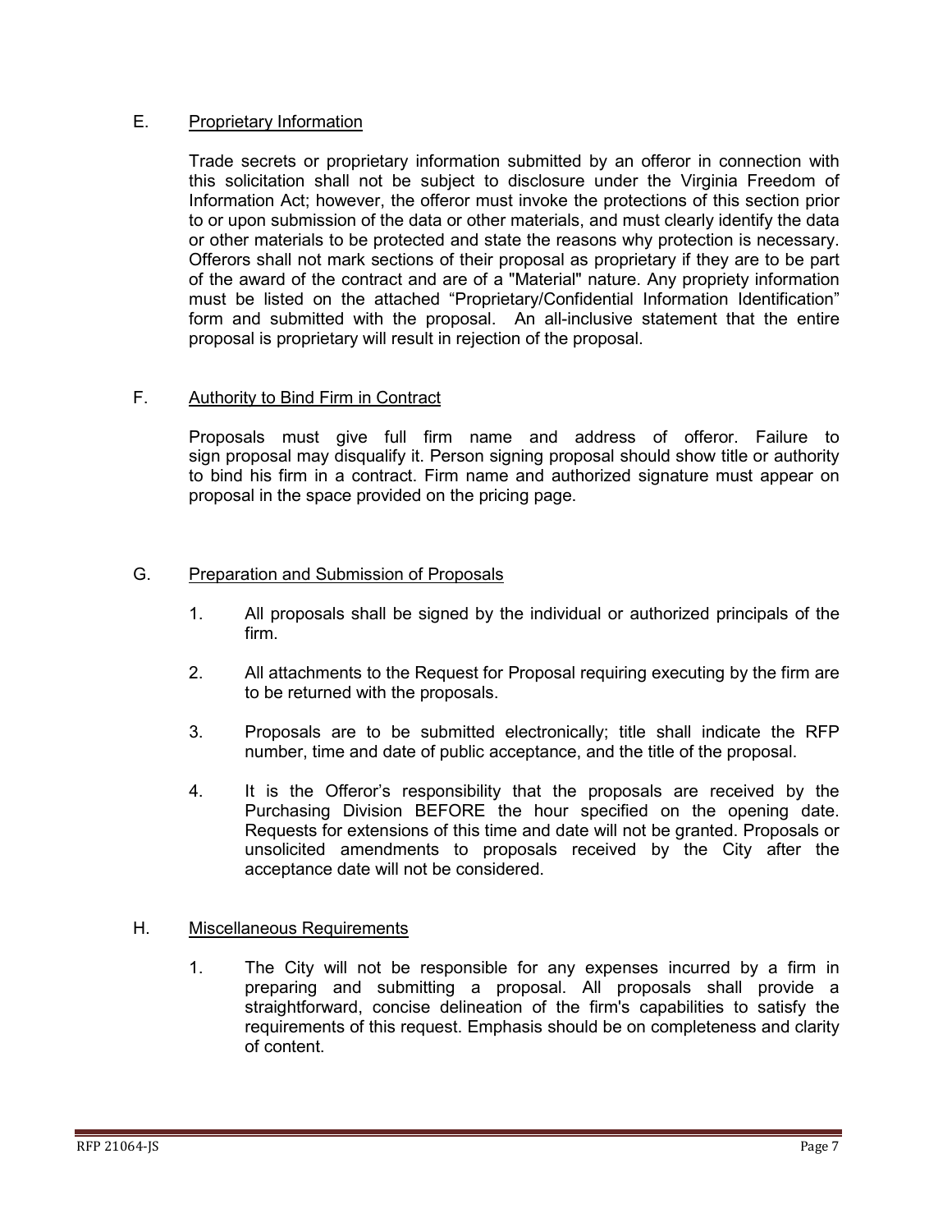## E. Proprietary Information

Trade secrets or proprietary information submitted by an offeror in connection with this solicitation shall not be subject to disclosure under the Virginia Freedom of Information Act; however, the offeror must invoke the protections of this section prior to or upon submission of the data or other materials, and must clearly identify the data or other materials to be protected and state the reasons why protection is necessary. Offerors shall not mark sections of their proposal as proprietary if they are to be part of the award of the contract and are of a "Material" nature. Any propriety information must be listed on the attached "Proprietary/Confidential Information Identification" form and submitted with the proposal. An all-inclusive statement that the entire proposal is proprietary will result in rejection of the proposal.

## F. Authority to Bind Firm in Contract

Proposals must give full firm name and address of offeror. Failure to sign proposal may disqualify it. Person signing proposal should show title or authority to bind his firm in a contract. Firm name and authorized signature must appear on proposal in the space provided on the pricing page.

## G. Preparation and Submission of Proposals

1. All proposals shall be signed by the individual or authorized principals of the firm.

2. All attachments to the Request for Proposal requiring executing by the firm are to be returned with the proposals.

3. Proposals are to be submitted electronically; title shall indicate the RFP number, time and date of public acceptance, and the title of the proposal.

4. It is the Offeror's responsibility that the proposals are received by the Purchasing Division BEFORE the hour specified on the opening date. Requests for extensions of this time and date will not be granted. Proposals or unsolicited amendments to proposals received by the City after the acceptance date will not be considered.

## H. Miscellaneous Requirements

1. The City will not be responsible for any expenses incurred by a firm in preparing and submitting a proposal. All proposals shall provide a straightforward, concise delineation of the firm's capabilities to satisfy the requirements of this request. Emphasis should be on completeness and clarity of content.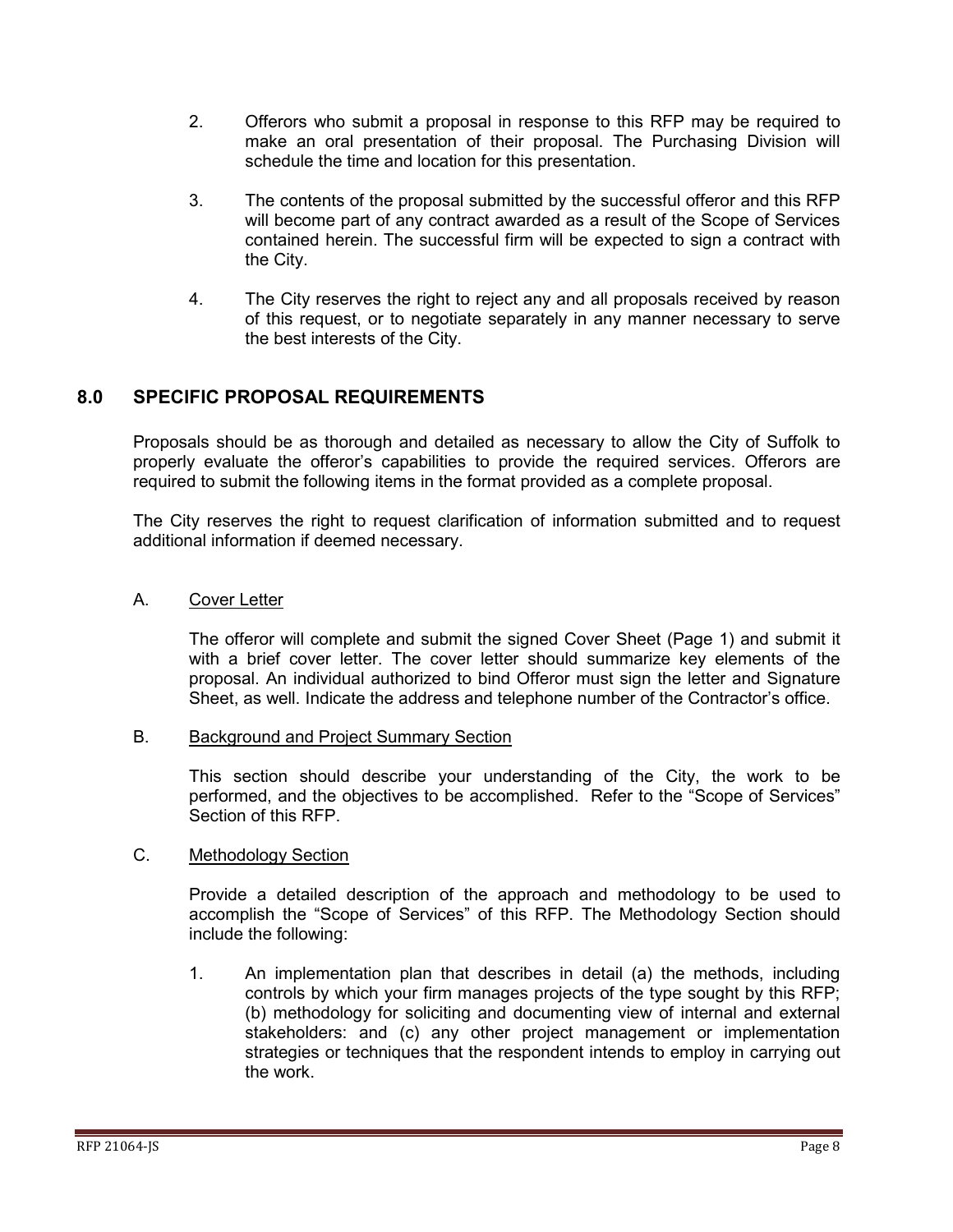2. Offerors who submit a proposal in response to this RFP may be required to make an oral presentation of their proposal. The Purchasing Division will schedule the time and location for this presentation.

3. The contents of the proposal submitted by the successful offeror and this RFP will become part of any contract awarded as a result of the Scope of Services contained herein. The successful firm will be expected to sign a contract with the City.

4. The City reserves the right to reject any and all proposals received by reason of this request, or to negotiate separately in any manner necessary to serve the best interests of the City.

## 8.0 SPECIFIC PROPOSAL REQUIREMENTS

Proposals should be as thorough and detailed as necessary to allow the City of Suffolk to properly evaluate the offeror's capabilities to provide the required services. Offerors are required to submit the following items in the format provided as a complete proposal.

The City reserves the right to request clarification of information submitted and to request additional information if deemed necessary.

A. Cover Letter

The offeror will complete and submit the signed Cover Sheet (Page 1) and submit it with a brief cover letter. The cover letter should summarize key elements of the proposal. An individual authorized to bind Offeror must sign the letter and Signature Sheet, as well. Indicate the address and telephone number of the Contractor's office.

B. Background and Project Summary Section

This section should describe your understanding of the City, the work to be performed, and the objectives to be accomplished. Refer to the "Scope of Services" Section of this RFP.

C. Methodology Section

Provide a detailed description of the approach and methodology to be used to accomplish the "Scope of Services" of this RFP. The Methodology Section should include the following:

1. An implementation plan that describes in detail (a) the methods, including controls by which your firm manages projects of the type sought by this RFP; (b) methodology for soliciting and documenting view of internal and external stakeholders: and (c) any other project management or implementation strategies or techniques that the respondent intends to employ in carrying out the work.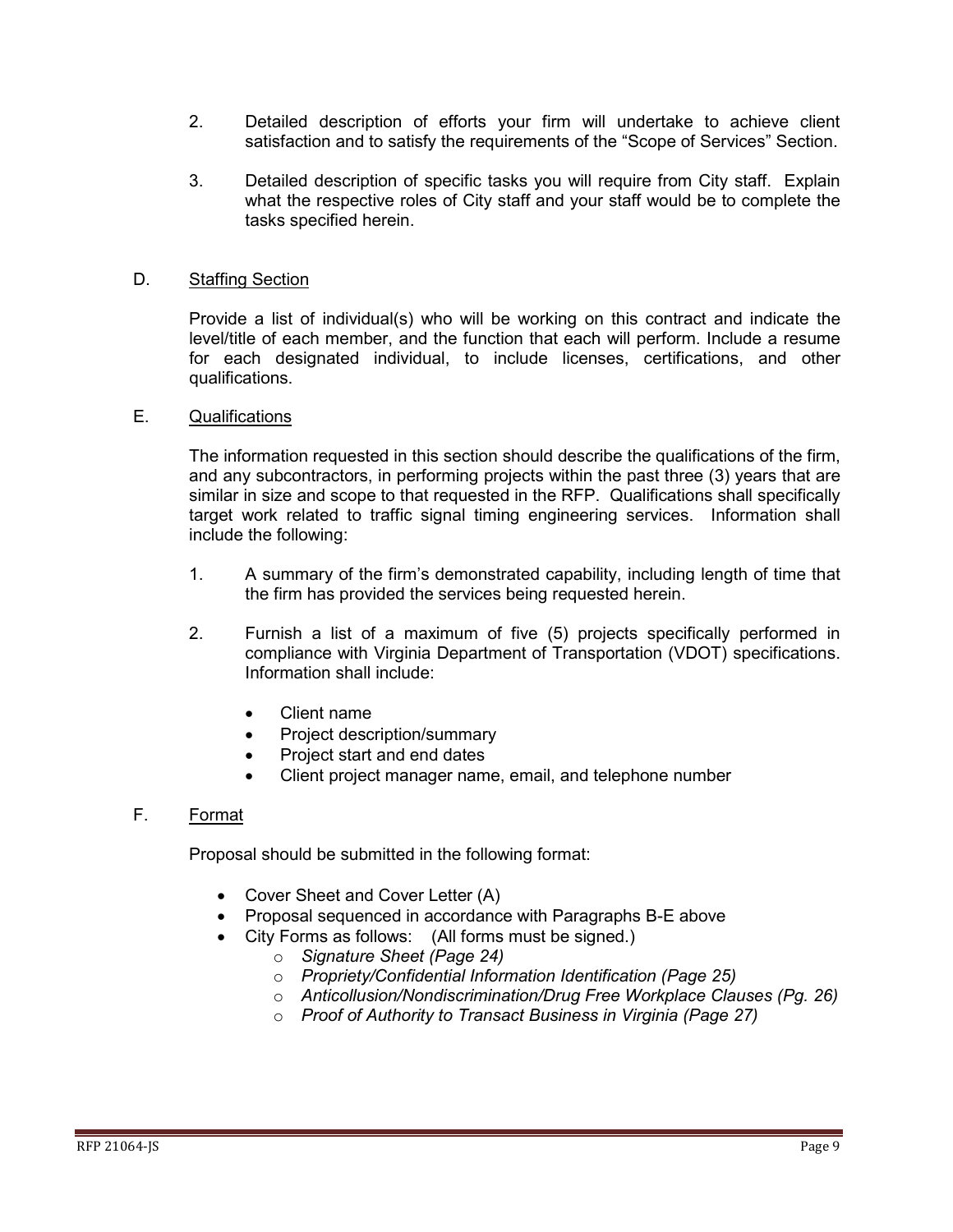2. Detailed description of efforts your firm will undertake to achieve client satisfaction and to satisfy the requirements of the "Scope of Services" Section.

3. Detailed description of specific tasks you will require from City staff. Explain what the respective roles of City staff and your staff would be to complete the tasks specified herein.

D. <u>Staffing Section</u>

Provide a list of individual(s) who will be working on this contract and indicate the level/title of each member, and the function that each will perform. Include a resume for each designated individual, to include licenses, certifications, and other qualifications.

E. <u>Qualifications</u>

The information requested in this section should describe the qualifications of the firm, and any subcontractors, in performing projects within the past three (3) years that are similar in size and scope to that requested in the RFP. Qualifications shall specifically target work related to traffic signal timing engineering services. Information shall include the following:

1. A summary of the firm's demonstrated capability, including length of time that the firm has provided the services being requested herein.

2. Furnish a list of a maximum of five (5) projects specifically performed in compliance with Virginia Department of Transportation (VDOT) specifications. Information shall include:

   - Client name
   - Project description/summary
   - Project start and end dates
   - Client project manager name, email, and telephone number

F. <u>Format</u>

Proposal should be submitted in the following format:

- Cover Sheet and Cover Letter (A)
- Proposal sequenced in accordance with Paragraphs B-E above
- City Forms as follows: (All forms must be signed.)
  - *Signature Sheet (Page 24)*
  - *Propriety/Confidential Information Identification (Page 25)*
  - *Anticollusion/Nondiscrimination/Drug Free Workplace Clauses (Pg. 26)*
  - *Proof of Authority to Transact Business in Virginia (Page 27)*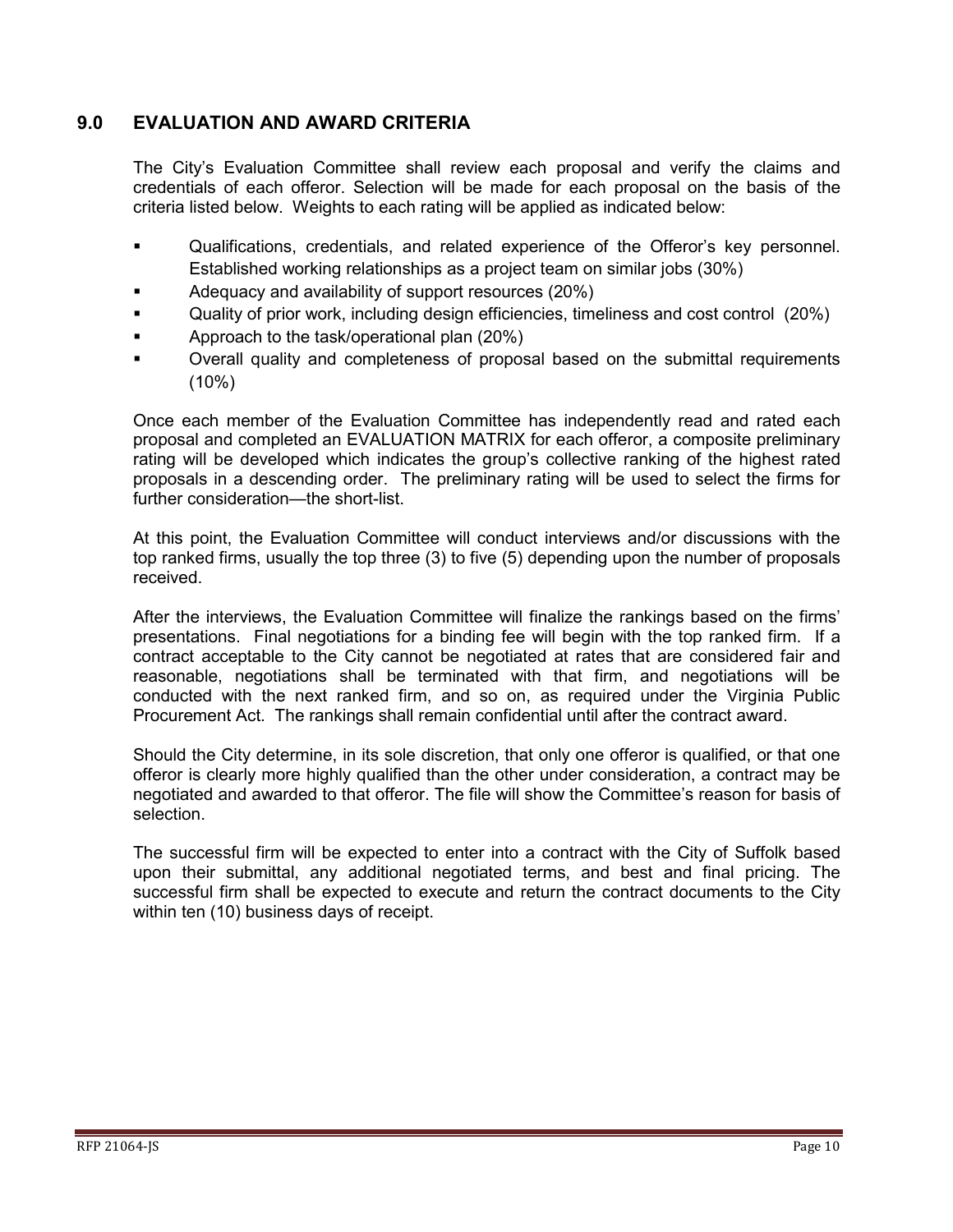## 9.0 EVALUATION AND AWARD CRITERIA

The City's Evaluation Committee shall review each proposal and verify the claims and credentials of each offeror. Selection will be made for each proposal on the basis of the criteria listed below. Weights to each rating will be applied as indicated below:

- Qualifications, credentials, and related experience of the Offeror's key personnel. Established working relationships as a project team on similar jobs (30%)
- Adequacy and availability of support resources (20%)
- Quality of prior work, including design efficiencies, timeliness and cost control (20%)
- Approach to the task/operational plan (20%)
- Overall quality and completeness of proposal based on the submittal requirements (10%)

Once each member of the Evaluation Committee has independently read and rated each proposal and completed an EVALUATION MATRIX for each offeror, a composite preliminary rating will be developed which indicates the group's collective ranking of the highest rated proposals in a descending order. The preliminary rating will be used to select the firms for further consideration—the short-list.

At this point, the Evaluation Committee will conduct interviews and/or discussions with the top ranked firms, usually the top three (3) to five (5) depending upon the number of proposals received.

After the interviews, the Evaluation Committee will finalize the rankings based on the firms' presentations. Final negotiations for a binding fee will begin with the top ranked firm. If a contract acceptable to the City cannot be negotiated at rates that are considered fair and reasonable, negotiations shall be terminated with that firm, and negotiations will be conducted with the next ranked firm, and so on, as required under the Virginia Public Procurement Act. The rankings shall remain confidential until after the contract award.

Should the City determine, in its sole discretion, that only one offeror is qualified, or that one offeror is clearly more highly qualified than the other under consideration, a contract may be negotiated and awarded to that offeror. The file will show the Committee's reason for basis of selection.

The successful firm will be expected to enter into a contract with the City of Suffolk based upon their submittal, any additional negotiated terms, and best and final pricing. The successful firm shall be expected to execute and return the contract documents to the City within ten (10) business days of receipt.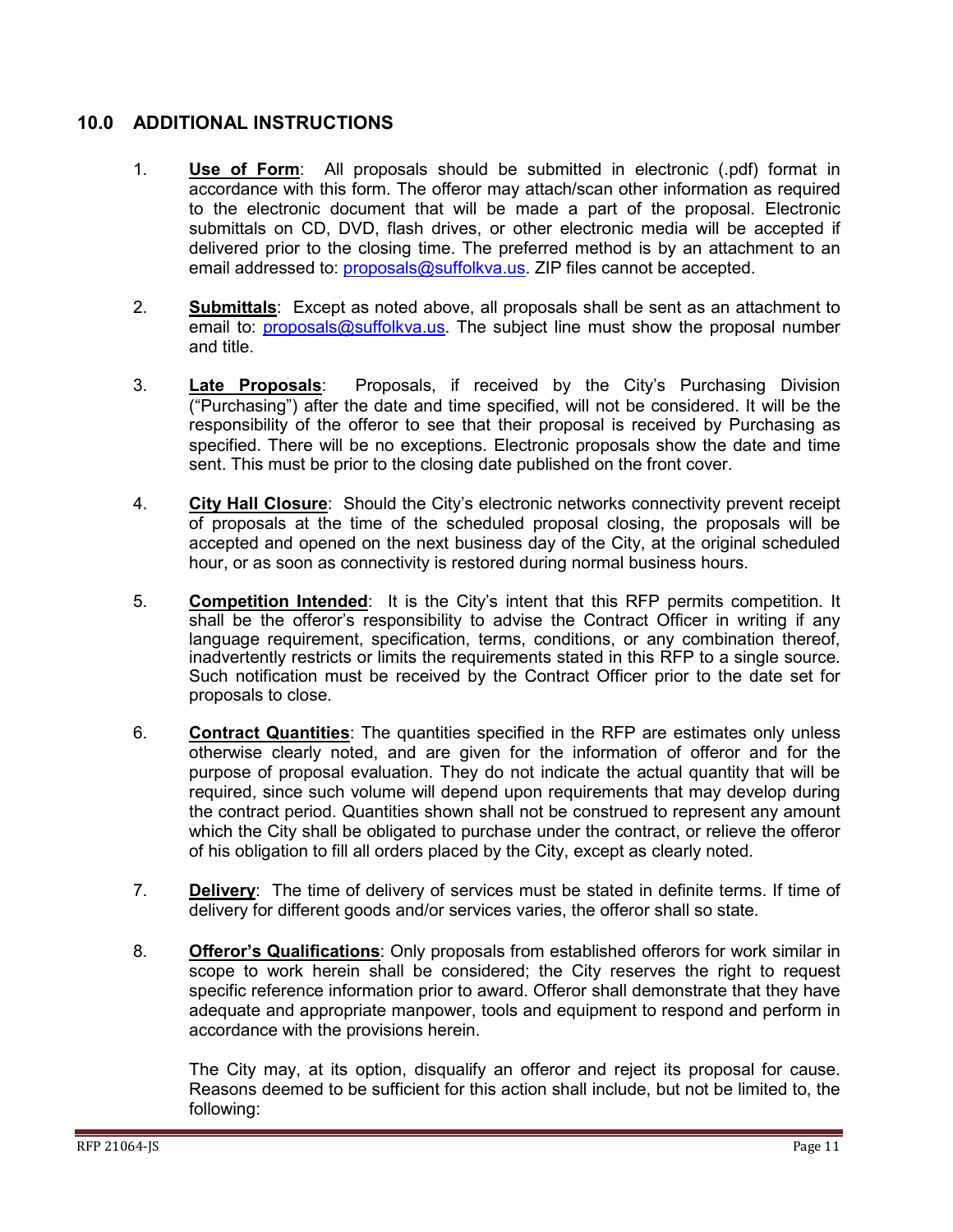## 10.0 ADDITIONAL INSTRUCTIONS

1. **Use of Form**: All proposals should be submitted in electronic (.pdf) format in accordance with this form. The offeror may attach/scan other information as required to the electronic document that will be made a part of the proposal. Electronic submittals on CD, DVD, flash drives, or other electronic media will be accepted if delivered prior to the closing time. The preferred method is by an attachment to an email addressed to: proposals@suffolkva.us. ZIP files cannot be accepted.

2. **Submittals**: Except as noted above, all proposals shall be sent as an attachment to email to: proposals@suffolkva.us. The subject line must show the proposal number and title.

3. **Late Proposals**: Proposals, if received by the City's Purchasing Division ("Purchasing") after the date and time specified, will not be considered. It will be the responsibility of the offeror to see that their proposal is received by Purchasing as specified. There will be no exceptions. Electronic proposals show the date and time sent. This must be prior to the closing date published on the front cover.

4. **City Hall Closure**: Should the City's electronic networks connectivity prevent receipt of proposals at the time of the scheduled proposal closing, the proposals will be accepted and opened on the next business day of the City, at the original scheduled hour, or as soon as connectivity is restored during normal business hours.

5. **Competition Intended**: It is the City's intent that this RFP permits competition. It shall be the offeror's responsibility to advise the Contract Officer in writing if any language requirement, specification, terms, conditions, or any combination thereof, inadvertently restricts or limits the requirements stated in this RFP to a single source. Such notification must be received by the Contract Officer prior to the date set for proposals to close.

6. **Contract Quantities**: The quantities specified in the RFP are estimates only unless otherwise clearly noted, and are given for the information of offeror and for the purpose of proposal evaluation. They do not indicate the actual quantity that will be required, since such volume will depend upon requirements that may develop during the contract period. Quantities shown shall not be construed to represent any amount which the City shall be obligated to purchase under the contract, or relieve the offeror of his obligation to fill all orders placed by the City, except as clearly noted.

7. **Delivery**: The time of delivery of services must be stated in definite terms. If time of delivery for different goods and/or services varies, the offeror shall so state.

8. **Offeror's Qualifications**: Only proposals from established offerors for work similar in scope to work herein shall be considered; the City reserves the right to request specific reference information prior to award. Offeror shall demonstrate that they have adequate and appropriate manpower, tools and equipment to respond and perform in accordance with the provisions herein.

   The City may, at its option, disqualify an offeror and reject its proposal for cause. Reasons deemed to be sufficient for this action shall include, but not be limited to, the following: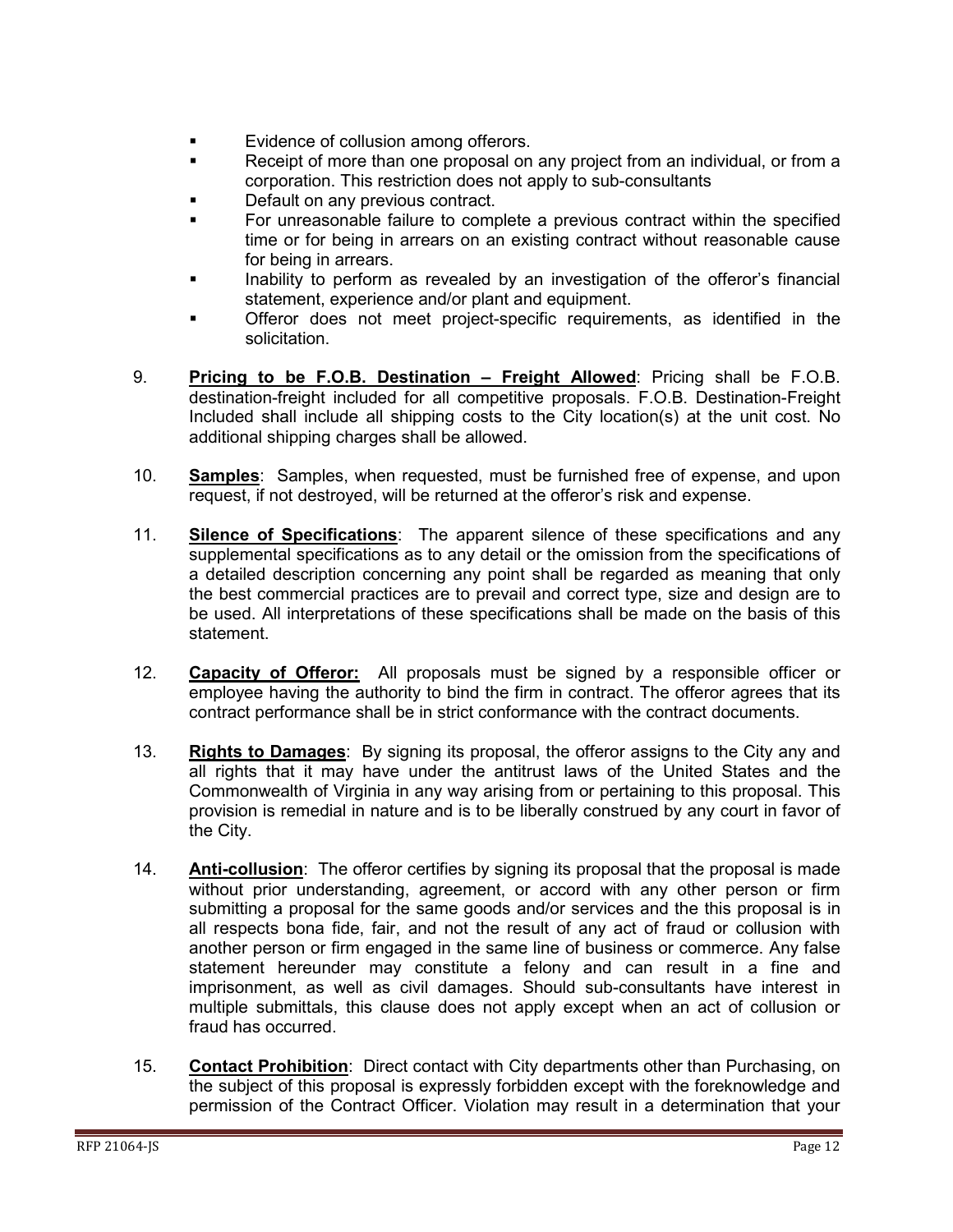- Evidence of collusion among offerors.
- Receipt of more than one proposal on any project from an individual, or from a corporation. This restriction does not apply to sub-consultants
- Default on any previous contract.
- For unreasonable failure to complete a previous contract within the specified time or for being in arrears on an existing contract without reasonable cause for being in arrears.
- Inability to perform as revealed by an investigation of the offeror's financial statement, experience and/or plant and equipment.
- Offeror does not meet project-specific requirements, as identified in the solicitation.

9. **Pricing to be F.O.B. Destination – Freight Allowed**: Pricing shall be F.O.B. destination-freight included for all competitive proposals. F.O.B. Destination-Freight Included shall include all shipping costs to the City location(s) at the unit cost. No additional shipping charges shall be allowed.

10. **Samples**: Samples, when requested, must be furnished free of expense, and upon request, if not destroyed, will be returned at the offeror's risk and expense.

11. **Silence of Specifications**: The apparent silence of these specifications and any supplemental specifications as to any detail or the omission from the specifications of a detailed description concerning any point shall be regarded as meaning that only the best commercial practices are to prevail and correct type, size and design are to be used. All interpretations of these specifications shall be made on the basis of this statement.

12. **Capacity of Offeror:** All proposals must be signed by a responsible officer or employee having the authority to bind the firm in contract. The offeror agrees that its contract performance shall be in strict conformance with the contract documents.

13. **Rights to Damages**: By signing its proposal, the offeror assigns to the City any and all rights that it may have under the antitrust laws of the United States and the Commonwealth of Virginia in any way arising from or pertaining to this proposal. This provision is remedial in nature and is to be liberally construed by any court in favor of the City.

14. **Anti-collusion**: The offeror certifies by signing its proposal that the proposal is made without prior understanding, agreement, or accord with any other person or firm submitting a proposal for the same goods and/or services and the this proposal is in all respects bona fide, fair, and not the result of any act of fraud or collusion with another person or firm engaged in the same line of business or commerce. Any false statement hereunder may constitute a felony and can result in a fine and imprisonment, as well as civil damages. Should sub-consultants have interest in multiple submittals, this clause does not apply except when an act of collusion or fraud has occurred.

15. **Contact Prohibition**: Direct contact with City departments other than Purchasing, on the subject of this proposal is expressly forbidden except with the foreknowledge and permission of the Contract Officer. Violation may result in a determination that your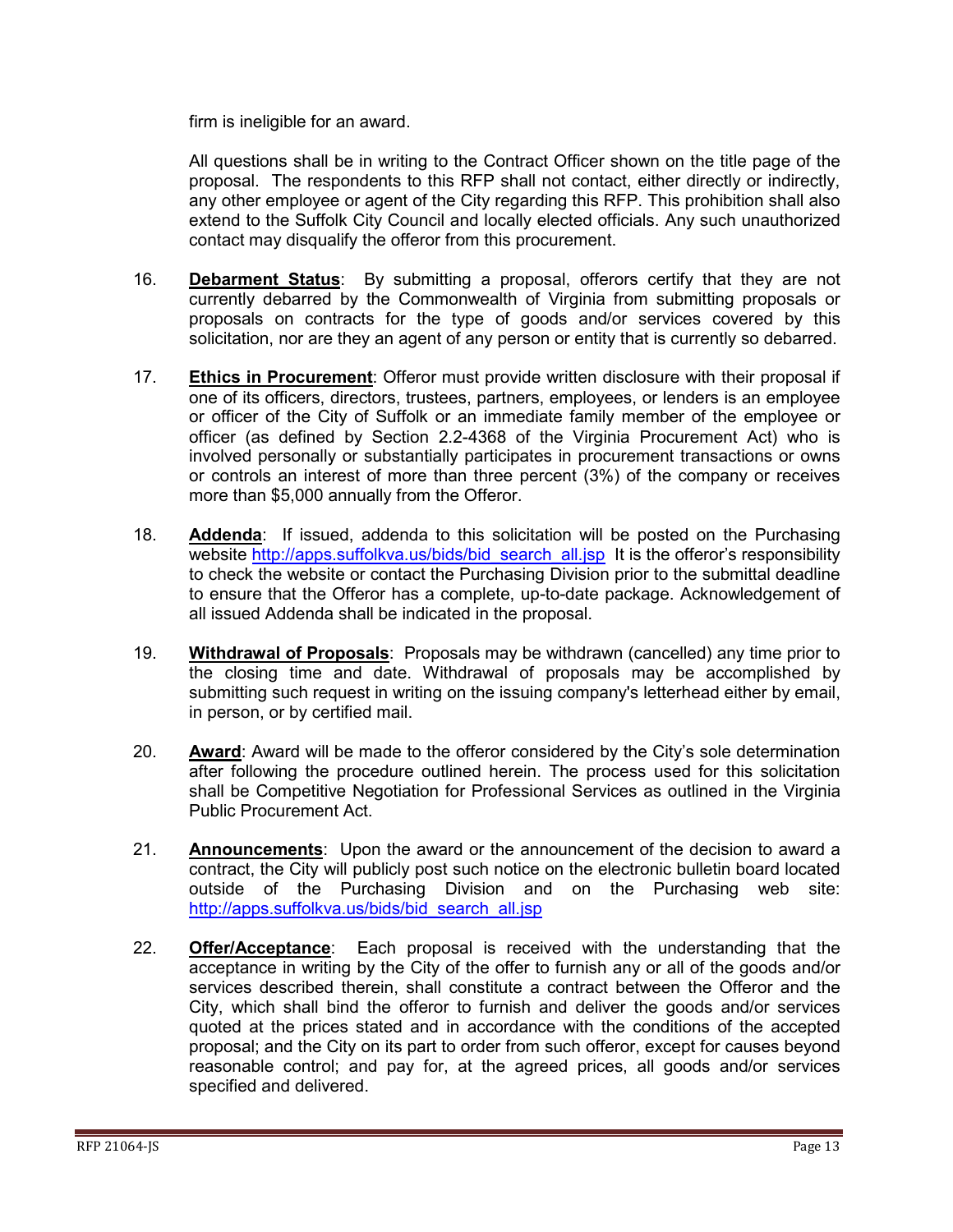firm is ineligible for an award.

All questions shall be in writing to the Contract Officer shown on the title page of the proposal. The respondents to this RFP shall not contact, either directly or indirectly, any other employee or agent of the City regarding this RFP. This prohibition shall also extend to the Suffolk City Council and locally elected officials. Any such unauthorized contact may disqualify the offeror from this procurement.

16. **Debarment Status**: By submitting a proposal, offerors certify that they are not currently debarred by the Commonwealth of Virginia from submitting proposals or proposals on contracts for the type of goods and/or services covered by this solicitation, nor are they an agent of any person or entity that is currently so debarred.

17. **Ethics in Procurement**: Offeror must provide written disclosure with their proposal if one of its officers, directors, trustees, partners, employees, or lenders is an employee or officer of the City of Suffolk or an immediate family member of the employee or officer (as defined by Section 2.2-4368 of the Virginia Procurement Act) who is involved personally or substantially participates in procurement transactions or owns or controls an interest of more than three percent (3%) of the company or receives more than $5,000 annually from the Offeror.

18. **Addenda**: If issued, addenda to this solicitation will be posted on the Purchasing website http://apps.suffolkva.us/bids/bid_search_all.jsp It is the offeror's responsibility to check the website or contact the Purchasing Division prior to the submittal deadline to ensure that the Offeror has a complete, up-to-date package. Acknowledgement of all issued Addenda shall be indicated in the proposal.

19. **Withdrawal of Proposals**: Proposals may be withdrawn (cancelled) any time prior to the closing time and date. Withdrawal of proposals may be accomplished by submitting such request in writing on the issuing company's letterhead either by email, in person, or by certified mail.

20. **Award**: Award will be made to the offeror considered by the City's sole determination after following the procedure outlined herein. The process used for this solicitation shall be Competitive Negotiation for Professional Services as outlined in the Virginia Public Procurement Act.

21. **Announcements**: Upon the award or the announcement of the decision to award a contract, the City will publicly post such notice on the electronic bulletin board located outside of the Purchasing Division and on the Purchasing web site: http://apps.suffolkva.us/bids/bid_search_all.jsp

22. **Offer/Acceptance**: Each proposal is received with the understanding that the acceptance in writing by the City of the offer to furnish any or all of the goods and/or services described therein, shall constitute a contract between the Offeror and the City, which shall bind the offeror to furnish and deliver the goods and/or services quoted at the prices stated and in accordance with the conditions of the accepted proposal; and the City on its part to order from such offeror, except for causes beyond reasonable control; and pay for, at the agreed prices, all goods and/or services specified and delivered.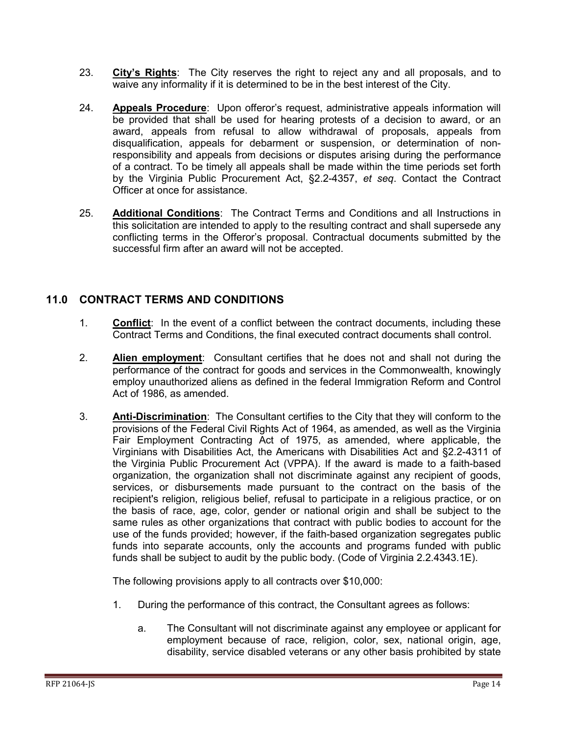23. **City's Rights**: The City reserves the right to reject any and all proposals, and to waive any informality if it is determined to be in the best interest of the City.

24. **Appeals Procedure**: Upon offeror's request, administrative appeals information will be provided that shall be used for hearing protests of a decision to award, or an award, appeals from refusal to allow withdrawal of proposals, appeals from disqualification, appeals for debarment or suspension, or determination of non-responsibility and appeals from decisions or disputes arising during the performance of a contract. To be timely all appeals shall be made within the time periods set forth by the Virginia Public Procurement Act, §2.2-4357, *et seq*. Contact the Contract Officer at once for assistance.

25. **Additional Conditions**: The Contract Terms and Conditions and all Instructions in this solicitation are intended to apply to the resulting contract and shall supersede any conflicting terms in the Offeror's proposal. Contractual documents submitted by the successful firm after an award will not be accepted.

## 11.0 CONTRACT TERMS AND CONDITIONS

1. **Conflict**: In the event of a conflict between the contract documents, including these Contract Terms and Conditions, the final executed contract documents shall control.

2. **Alien employment**: Consultant certifies that he does not and shall not during the performance of the contract for goods and services in the Commonwealth, knowingly employ unauthorized aliens as defined in the federal Immigration Reform and Control Act of 1986, as amended.

3. **Anti-Discrimination**: The Consultant certifies to the City that they will conform to the provisions of the Federal Civil Rights Act of 1964, as amended, as well as the Virginia Fair Employment Contracting Act of 1975, as amended, where applicable, the Virginians with Disabilities Act, the Americans with Disabilities Act and §2.2-4311 of the Virginia Public Procurement Act (VPPA). If the award is made to a faith-based organization, the organization shall not discriminate against any recipient of goods, services, or disbursements made pursuant to the contract on the basis of the recipient's religion, religious belief, refusal to participate in a religious practice, or on the basis of race, age, color, gender or national origin and shall be subject to the same rules as other organizations that contract with public bodies to account for the use of the funds provided; however, if the faith-based organization segregates public funds into separate accounts, only the accounts and programs funded with public funds shall be subject to audit by the public body. (Code of Virginia 2.2.4343.1E).

   The following provisions apply to all contracts over $10,000:

   1. During the performance of this contract, the Consultant agrees as follows:

      a. The Consultant will not discriminate against any employee or applicant for employment because of race, religion, color, sex, national origin, age, disability, service disabled veterans or any other basis prohibited by state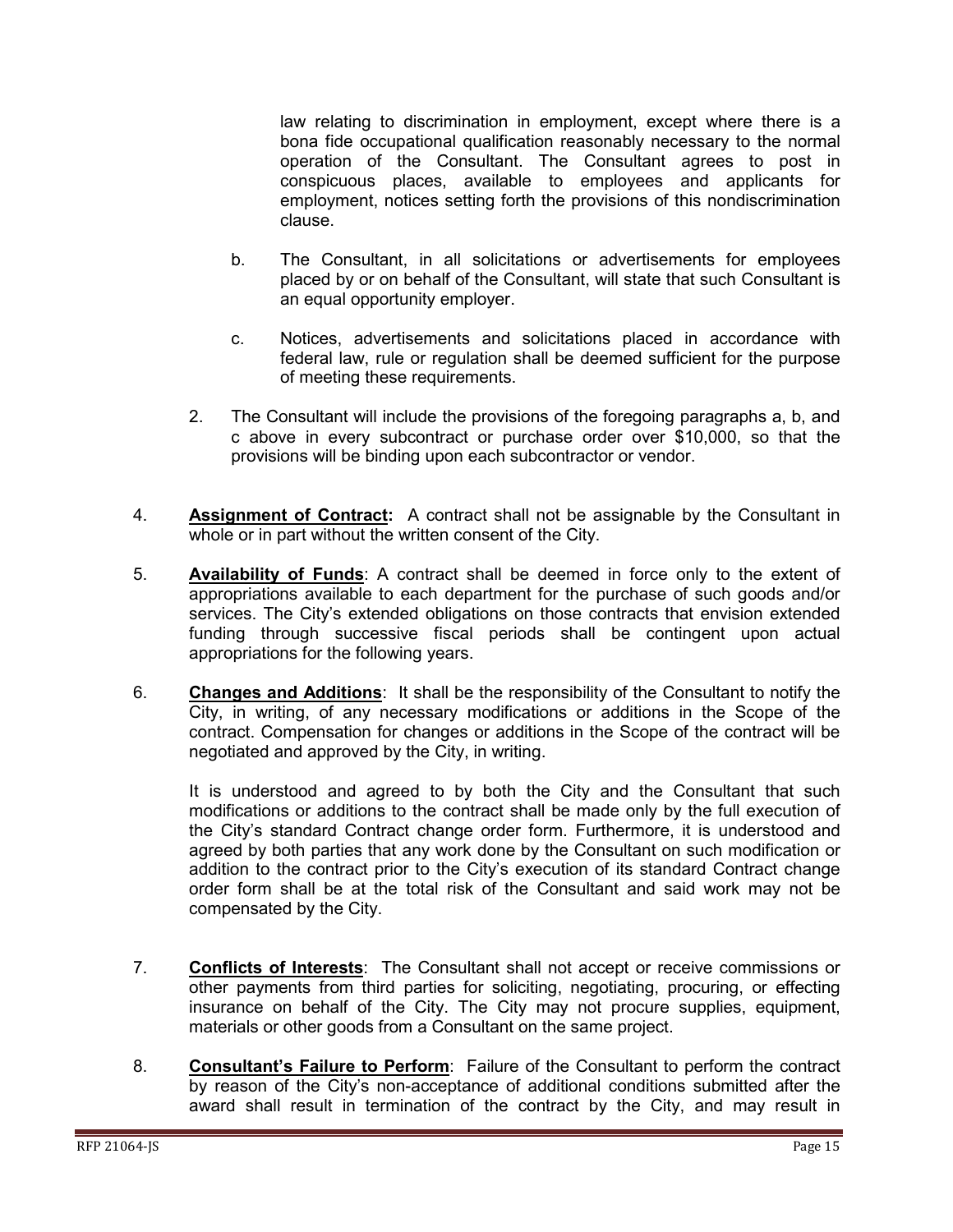law relating to discrimination in employment, except where there is a bona fide occupational qualification reasonably necessary to the normal operation of the Consultant. The Consultant agrees to post in conspicuous places, available to employees and applicants for employment, notices setting forth the provisions of this nondiscrimination clause.

b. The Consultant, in all solicitations or advertisements for employees placed by or on behalf of the Consultant, will state that such Consultant is an equal opportunity employer.

c. Notices, advertisements and solicitations placed in accordance with federal law, rule or regulation shall be deemed sufficient for the purpose of meeting these requirements.

2. The Consultant will include the provisions of the foregoing paragraphs a, b, and c above in every subcontract or purchase order over $10,000, so that the provisions will be binding upon each subcontractor or vendor.

4. **Assignment of Contract:** A contract shall not be assignable by the Consultant in whole or in part without the written consent of the City.

5. **Availability of Funds**: A contract shall be deemed in force only to the extent of appropriations available to each department for the purchase of such goods and/or services. The City's extended obligations on those contracts that envision extended funding through successive fiscal periods shall be contingent upon actual appropriations for the following years.

6. **Changes and Additions**: It shall be the responsibility of the Consultant to notify the City, in writing, of any necessary modifications or additions in the Scope of the contract. Compensation for changes or additions in the Scope of the contract will be negotiated and approved by the City, in writing.

   It is understood and agreed to by both the City and the Consultant that such modifications or additions to the contract shall be made only by the full execution of the City's standard Contract change order form. Furthermore, it is understood and agreed by both parties that any work done by the Consultant on such modification or addition to the contract prior to the City's execution of its standard Contract change order form shall be at the total risk of the Consultant and said work may not be compensated by the City.

7. **Conflicts of Interests**: The Consultant shall not accept or receive commissions or other payments from third parties for soliciting, negotiating, procuring, or effecting insurance on behalf of the City. The City may not procure supplies, equipment, materials or other goods from a Consultant on the same project.

8. **Consultant's Failure to Perform**: Failure of the Consultant to perform the contract by reason of the City's non-acceptance of additional conditions submitted after the award shall result in termination of the contract by the City, and may result in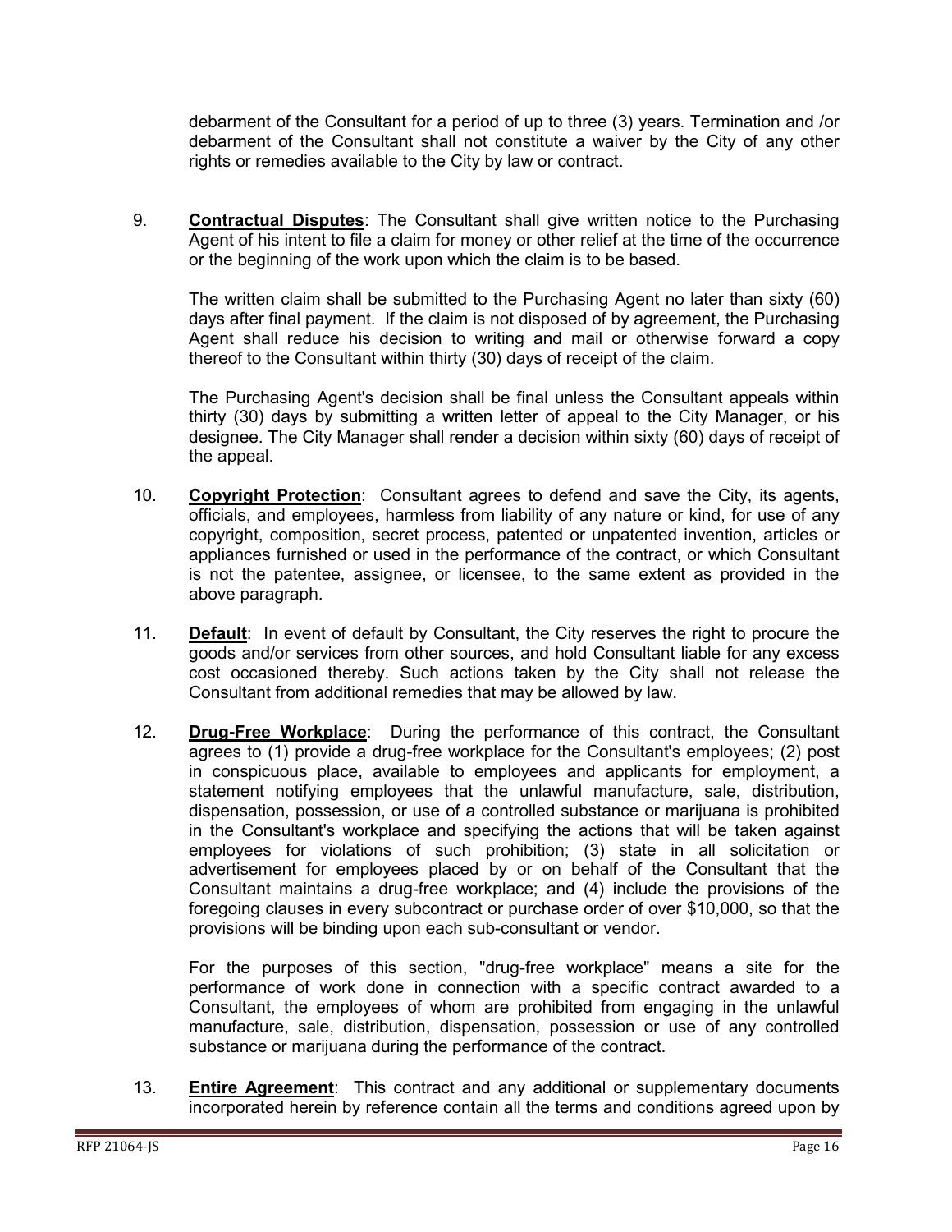debarment of the Consultant for a period of up to three (3) years. Termination and /or debarment of the Consultant shall not constitute a waiver by the City of any other rights or remedies available to the City by law or contract.

9. **Contractual Disputes**: The Consultant shall give written notice to the Purchasing Agent of his intent to file a claim for money or other relief at the time of the occurrence or the beginning of the work upon which the claim is to be based.

   The written claim shall be submitted to the Purchasing Agent no later than sixty (60) days after final payment. If the claim is not disposed of by agreement, the Purchasing Agent shall reduce his decision to writing and mail or otherwise forward a copy thereof to the Consultant within thirty (30) days of receipt of the claim.

   The Purchasing Agent's decision shall be final unless the Consultant appeals within thirty (30) days by submitting a written letter of appeal to the City Manager, or his designee. The City Manager shall render a decision within sixty (60) days of receipt of the appeal.

10. **Copyright Protection**: Consultant agrees to defend and save the City, its agents, officials, and employees, harmless from liability of any nature or kind, for use of any copyright, composition, secret process, patented or unpatented invention, articles or appliances furnished or used in the performance of the contract, or which Consultant is not the patentee, assignee, or licensee, to the same extent as provided in the above paragraph.

11. **Default**: In event of default by Consultant, the City reserves the right to procure the goods and/or services from other sources, and hold Consultant liable for any excess cost occasioned thereby. Such actions taken by the City shall not release the Consultant from additional remedies that may be allowed by law.

12. **Drug-Free Workplace**: During the performance of this contract, the Consultant agrees to (1) provide a drug-free workplace for the Consultant's employees; (2) post in conspicuous place, available to employees and applicants for employment, a statement notifying employees that the unlawful manufacture, sale, distribution, dispensation, possession, or use of a controlled substance or marijuana is prohibited in the Consultant's workplace and specifying the actions that will be taken against employees for violations of such prohibition; (3) state in all solicitation or advertisement for employees placed by or on behalf of the Consultant that the Consultant maintains a drug-free workplace; and (4) include the provisions of the foregoing clauses in every subcontract or purchase order of over $10,000, so that the provisions will be binding upon each sub-consultant or vendor.

    For the purposes of this section, "drug-free workplace" means a site for the performance of work done in connection with a specific contract awarded to a Consultant, the employees of whom are prohibited from engaging in the unlawful manufacture, sale, distribution, dispensation, possession or use of any controlled substance or marijuana during the performance of the contract.

13. **Entire Agreement**: This contract and any additional or supplementary documents incorporated herein by reference contain all the terms and conditions agreed upon by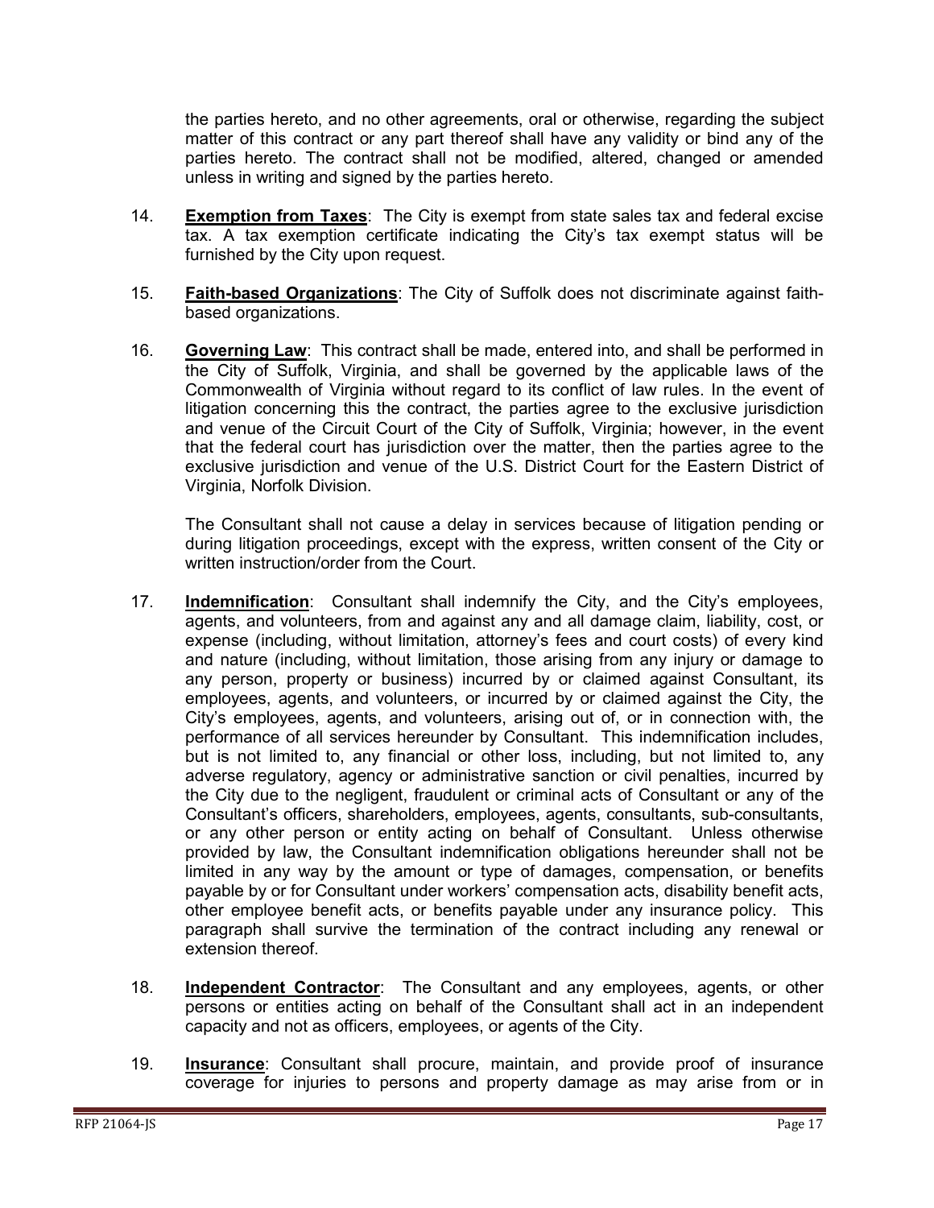the parties hereto, and no other agreements, oral or otherwise, regarding the subject matter of this contract or any part thereof shall have any validity or bind any of the parties hereto. The contract shall not be modified, altered, changed or amended unless in writing and signed by the parties hereto.

14. **Exemption from Taxes**: The City is exempt from state sales tax and federal excise tax. A tax exemption certificate indicating the City's tax exempt status will be furnished by the City upon request.

15. **Faith-based Organizations**: The City of Suffolk does not discriminate against faith-based organizations.

16. **Governing Law**: This contract shall be made, entered into, and shall be performed in the City of Suffolk, Virginia, and shall be governed by the applicable laws of the Commonwealth of Virginia without regard to its conflict of law rules. In the event of litigation concerning this the contract, the parties agree to the exclusive jurisdiction and venue of the Circuit Court of the City of Suffolk, Virginia; however, in the event that the federal court has jurisdiction over the matter, then the parties agree to the exclusive jurisdiction and venue of the U.S. District Court for the Eastern District of Virginia, Norfolk Division.

    The Consultant shall not cause a delay in services because of litigation pending or during litigation proceedings, except with the express, written consent of the City or written instruction/order from the Court.

17. **Indemnification**: Consultant shall indemnify the City, and the City's employees, agents, and volunteers, from and against any and all damage claim, liability, cost, or expense (including, without limitation, attorney's fees and court costs) of every kind and nature (including, without limitation, those arising from any injury or damage to any person, property or business) incurred by or claimed against Consultant, its employees, agents, and volunteers, or incurred by or claimed against the City, the City's employees, agents, and volunteers, arising out of, or in connection with, the performance of all services hereunder by Consultant. This indemnification includes, but is not limited to, any financial or other loss, including, but not limited to, any adverse regulatory, agency or administrative sanction or civil penalties, incurred by the City due to the negligent, fraudulent or criminal acts of Consultant or any of the Consultant's officers, shareholders, employees, agents, consultants, sub-consultants, or any other person or entity acting on behalf of Consultant. Unless otherwise provided by law, the Consultant indemnification obligations hereunder shall not be limited in any way by the amount or type of damages, compensation, or benefits payable by or for Consultant under workers' compensation acts, disability benefit acts, other employee benefit acts, or benefits payable under any insurance policy. This paragraph shall survive the termination of the contract including any renewal or extension thereof.

18. **Independent Contractor**: The Consultant and any employees, agents, or other persons or entities acting on behalf of the Consultant shall act in an independent capacity and not as officers, employees, or agents of the City.

19. **Insurance**: Consultant shall procure, maintain, and provide proof of insurance coverage for injuries to persons and property damage as may arise from or in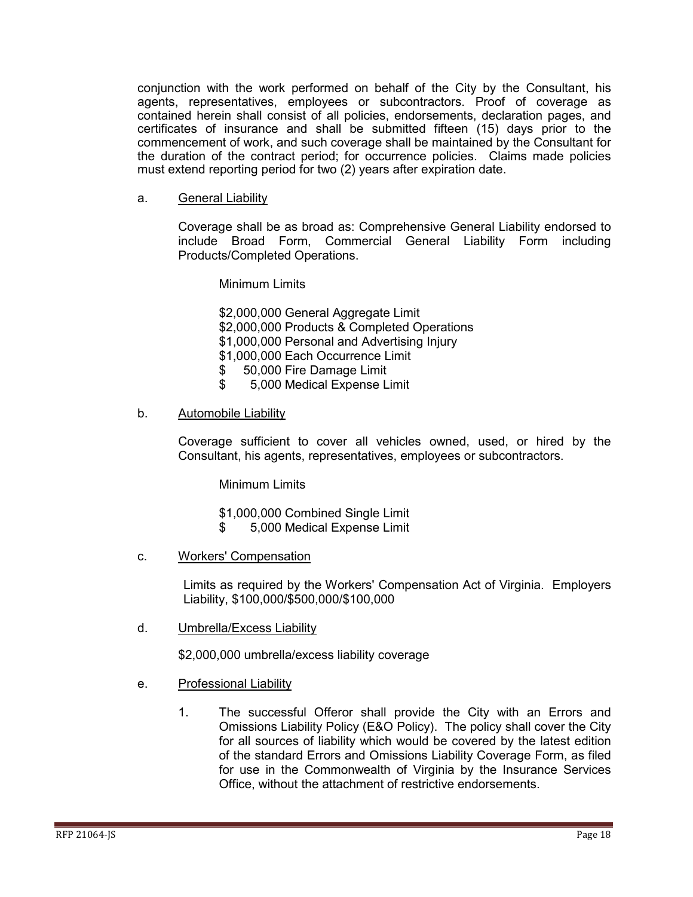conjunction with the work performed on behalf of the City by the Consultant, his agents, representatives, employees or subcontractors. Proof of coverage as contained herein shall consist of all policies, endorsements, declaration pages, and certificates of insurance and shall be submitted fifteen (15) days prior to the commencement of work, and such coverage shall be maintained by the Consultant for the duration of the contract period; for occurrence policies. Claims made policies must extend reporting period for two (2) years after expiration date.

a. <u>General Liability</u>

Coverage shall be as broad as: Comprehensive General Liability endorsed to include Broad Form, Commercial General Liability Form including Products/Completed Operations.

Minimum Limits

\$2,000,000 General Aggregate Limit
\$2,000,000 Products & Completed Operations
\$1,000,000 Personal and Advertising Injury
\$1,000,000 Each Occurrence Limit
\$ 50,000 Fire Damage Limit
\$ 5,000 Medical Expense Limit

b. <u>Automobile Liability</u>

Coverage sufficient to cover all vehicles owned, used, or hired by the Consultant, his agents, representatives, employees or subcontractors.

Minimum Limits

\$1,000,000 Combined Single Limit
\$ 5,000 Medical Expense Limit

c. <u>Workers' Compensation</u>

Limits as required by the Workers' Compensation Act of Virginia. Employers Liability, \$100,000/\$500,000/\$100,000

d. <u>Umbrella/Excess Liability</u>

\$2,000,000 umbrella/excess liability coverage

e. <u>Professional Liability</u>

1. The successful Offeror shall provide the City with an Errors and Omissions Liability Policy (E&O Policy). The policy shall cover the City for all sources of liability which would be covered by the latest edition of the standard Errors and Omissions Liability Coverage Form, as filed for use in the Commonwealth of Virginia by the Insurance Services Office, without the attachment of restrictive endorsements.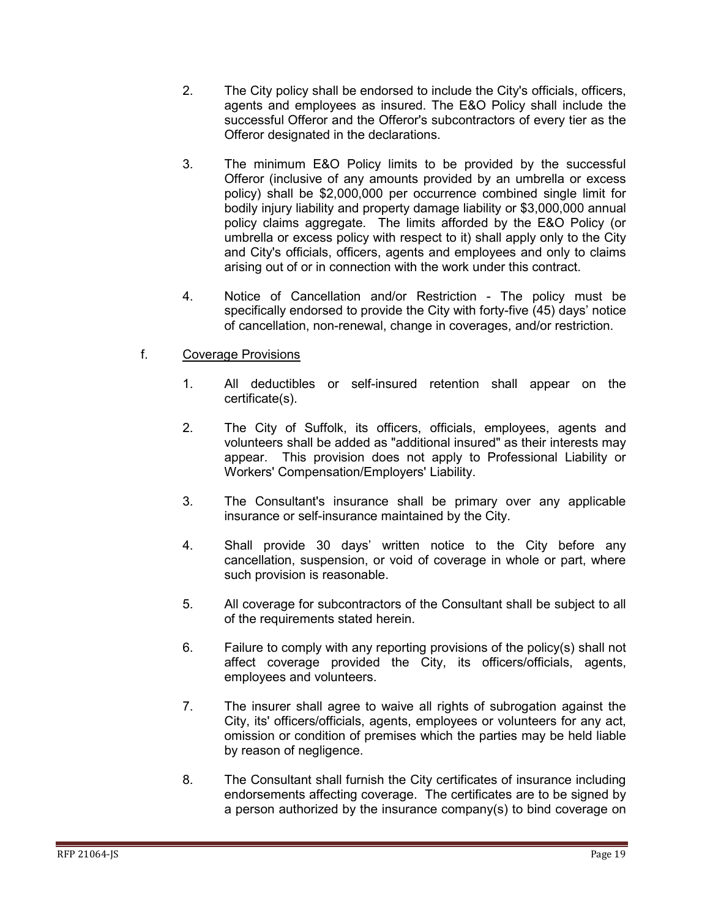2. The City policy shall be endorsed to include the City's officials, officers, agents and employees as insured. The E&O Policy shall include the successful Offeror and the Offeror's subcontractors of every tier as the Offeror designated in the declarations.

3. The minimum E&O Policy limits to be provided by the successful Offeror (inclusive of any amounts provided by an umbrella or excess policy) shall be $2,000,000 per occurrence combined single limit for bodily injury liability and property damage liability or $3,000,000 annual policy claims aggregate. The limits afforded by the E&O Policy (or umbrella or excess policy with respect to it) shall apply only to the City and City's officials, officers, agents and employees and only to claims arising out of or in connection with the work under this contract.

4. Notice of Cancellation and/or Restriction - The policy must be specifically endorsed to provide the City with forty-five (45) days' notice of cancellation, non-renewal, change in coverages, and/or restriction.

f. <u>Coverage Provisions</u>

1. All deductibles or self-insured retention shall appear on the certificate(s).

2. The City of Suffolk, its officers, officials, employees, agents and volunteers shall be added as "additional insured" as their interests may appear. This provision does not apply to Professional Liability or Workers' Compensation/Employers' Liability.

3. The Consultant's insurance shall be primary over any applicable insurance or self-insurance maintained by the City.

4. Shall provide 30 days' written notice to the City before any cancellation, suspension, or void of coverage in whole or part, where such provision is reasonable.

5. All coverage for subcontractors of the Consultant shall be subject to all of the requirements stated herein.

6. Failure to comply with any reporting provisions of the policy(s) shall not affect coverage provided the City, its officers/officials, agents, employees and volunteers.

7. The insurer shall agree to waive all rights of subrogation against the City, its' officers/officials, agents, employees or volunteers for any act, omission or condition of premises which the parties may be held liable by reason of negligence.

8. The Consultant shall furnish the City certificates of insurance including endorsements affecting coverage. The certificates are to be signed by a person authorized by the insurance company(s) to bind coverage on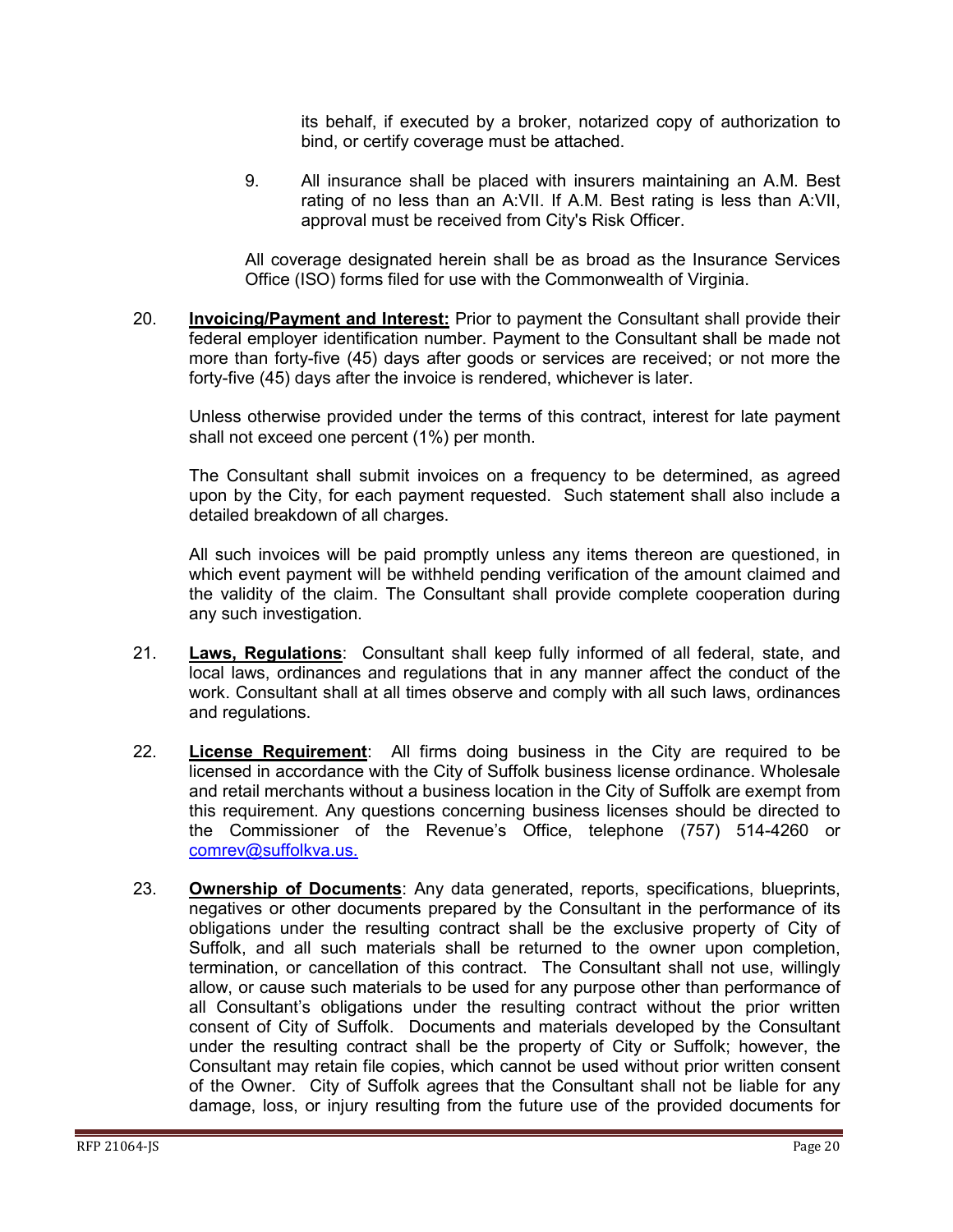its behalf, if executed by a broker, notarized copy of authorization to bind, or certify coverage must be attached.

9. All insurance shall be placed with insurers maintaining an A.M. Best rating of no less than an A:VII. If A.M. Best rating is less than A:VII, approval must be received from City's Risk Officer.

All coverage designated herein shall be as broad as the Insurance Services Office (ISO) forms filed for use with the Commonwealth of Virginia.

20. **Invoicing/Payment and Interest:** Prior to payment the Consultant shall provide their federal employer identification number. Payment to the Consultant shall be made not more than forty-five (45) days after goods or services are received; or not more the forty-five (45) days after the invoice is rendered, whichever is later.

Unless otherwise provided under the terms of this contract, interest for late payment shall not exceed one percent (1%) per month.

The Consultant shall submit invoices on a frequency to be determined, as agreed upon by the City, for each payment requested. Such statement shall also include a detailed breakdown of all charges.

All such invoices will be paid promptly unless any items thereon are questioned, in which event payment will be withheld pending verification of the amount claimed and the validity of the claim. The Consultant shall provide complete cooperation during any such investigation.

21. **Laws, Regulations**: Consultant shall keep fully informed of all federal, state, and local laws, ordinances and regulations that in any manner affect the conduct of the work. Consultant shall at all times observe and comply with all such laws, ordinances and regulations.

22. **License Requirement**: All firms doing business in the City are required to be licensed in accordance with the City of Suffolk business license ordinance. Wholesale and retail merchants without a business location in the City of Suffolk are exempt from this requirement. Any questions concerning business licenses should be directed to the Commissioner of the Revenue's Office, telephone (757) 514-4260 or comrev@suffolkva.us.

23. **Ownership of Documents**: Any data generated, reports, specifications, blueprints, negatives or other documents prepared by the Consultant in the performance of its obligations under the resulting contract shall be the exclusive property of City of Suffolk, and all such materials shall be returned to the owner upon completion, termination, or cancellation of this contract. The Consultant shall not use, willingly allow, or cause such materials to be used for any purpose other than performance of all Consultant's obligations under the resulting contract without the prior written consent of City of Suffolk. Documents and materials developed by the Consultant under the resulting contract shall be the property of City or Suffolk; however, the Consultant may retain file copies, which cannot be used without prior written consent of the Owner. City of Suffolk agrees that the Consultant shall not be liable for any damage, loss, or injury resulting from the future use of the provided documents for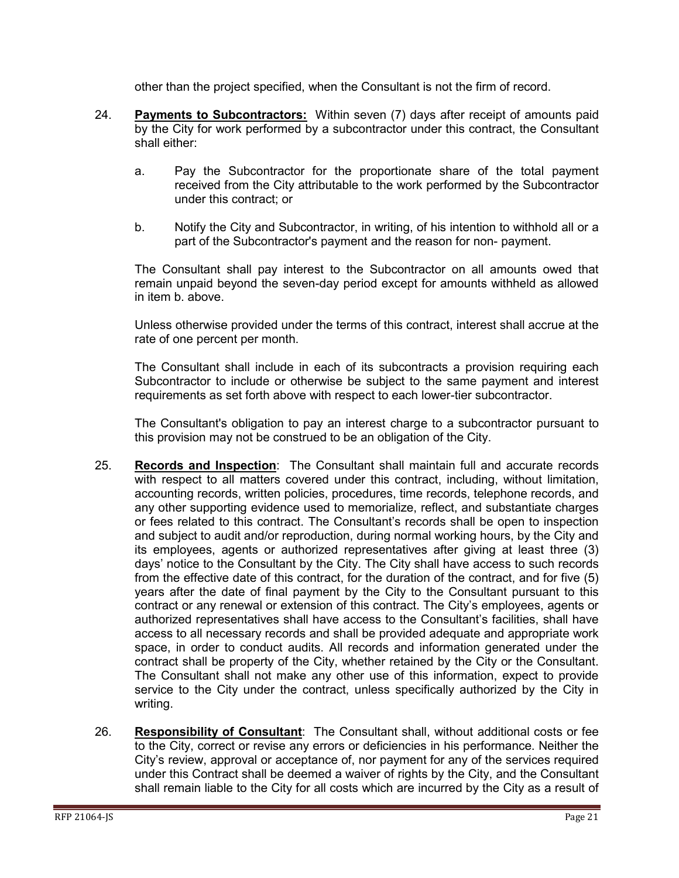other than the project specified, when the Consultant is not the firm of record.

24. **Payments to Subcontractors:** Within seven (7) days after receipt of amounts paid by the City for work performed by a subcontractor under this contract, the Consultant shall either:

    a. Pay the Subcontractor for the proportionate share of the total payment received from the City attributable to the work performed by the Subcontractor under this contract; or

    b. Notify the City and Subcontractor, in writing, of his intention to withhold all or a part of the Subcontractor's payment and the reason for non- payment.

    The Consultant shall pay interest to the Subcontractor on all amounts owed that remain unpaid beyond the seven-day period except for amounts withheld as allowed in item b. above.

    Unless otherwise provided under the terms of this contract, interest shall accrue at the rate of one percent per month.

    The Consultant shall include in each of its subcontracts a provision requiring each Subcontractor to include or otherwise be subject to the same payment and interest requirements as set forth above with respect to each lower-tier subcontractor.

    The Consultant's obligation to pay an interest charge to a subcontractor pursuant to this provision may not be construed to be an obligation of the City.

25. **Records and Inspection**: The Consultant shall maintain full and accurate records with respect to all matters covered under this contract, including, without limitation, accounting records, written policies, procedures, time records, telephone records, and any other supporting evidence used to memorialize, reflect, and substantiate charges or fees related to this contract. The Consultant's records shall be open to inspection and subject to audit and/or reproduction, during normal working hours, by the City and its employees, agents or authorized representatives after giving at least three (3) days' notice to the Consultant by the City. The City shall have access to such records from the effective date of this contract, for the duration of the contract, and for five (5) years after the date of final payment by the City to the Consultant pursuant to this contract or any renewal or extension of this contract. The City's employees, agents or authorized representatives shall have access to the Consultant's facilities, shall have access to all necessary records and shall be provided adequate and appropriate work space, in order to conduct audits. All records and information generated under the contract shall be property of the City, whether retained by the City or the Consultant. The Consultant shall not make any other use of this information, expect to provide service to the City under the contract, unless specifically authorized by the City in writing.

26. **Responsibility of Consultant**: The Consultant shall, without additional costs or fee to the City, correct or revise any errors or deficiencies in his performance. Neither the City's review, approval or acceptance of, nor payment for any of the services required under this Contract shall be deemed a waiver of rights by the City, and the Consultant shall remain liable to the City for all costs which are incurred by the City as a result of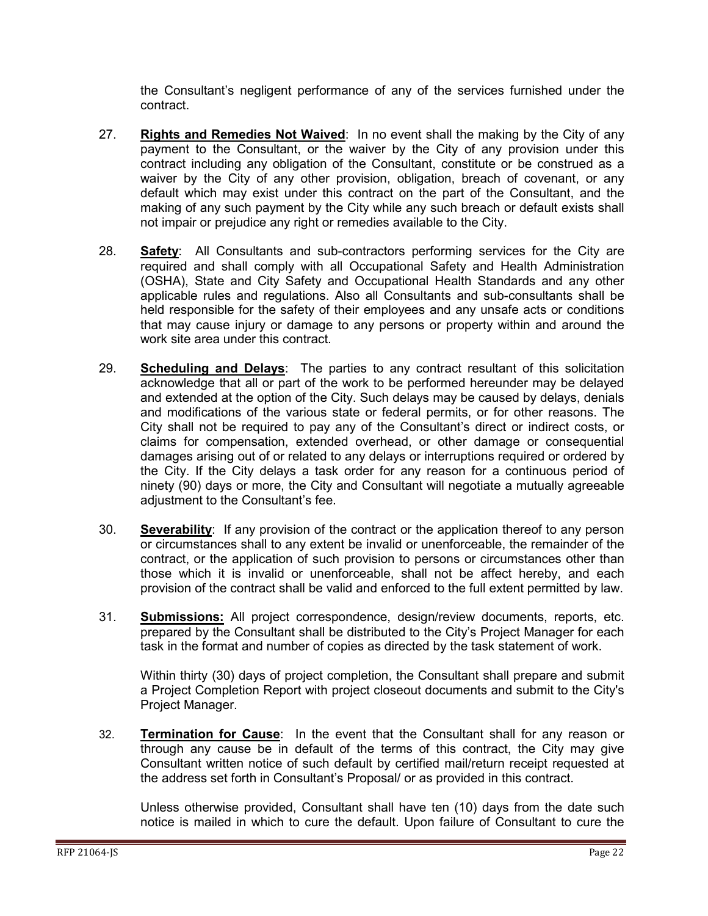the Consultant's negligent performance of any of the services furnished under the contract.

27. **Rights and Remedies Not Waived**: In no event shall the making by the City of any payment to the Consultant, or the waiver by the City of any provision under this contract including any obligation of the Consultant, constitute or be construed as a waiver by the City of any other provision, obligation, breach of covenant, or any default which may exist under this contract on the part of the Consultant, and the making of any such payment by the City while any such breach or default exists shall not impair or prejudice any right or remedies available to the City.

28. **Safety**: All Consultants and sub-contractors performing services for the City are required and shall comply with all Occupational Safety and Health Administration (OSHA), State and City Safety and Occupational Health Standards and any other applicable rules and regulations. Also all Consultants and sub-consultants shall be held responsible for the safety of their employees and any unsafe acts or conditions that may cause injury or damage to any persons or property within and around the work site area under this contract.

29. **Scheduling and Delays**: The parties to any contract resultant of this solicitation acknowledge that all or part of the work to be performed hereunder may be delayed and extended at the option of the City. Such delays may be caused by delays, denials and modifications of the various state or federal permits, or for other reasons. The City shall not be required to pay any of the Consultant's direct or indirect costs, or claims for compensation, extended overhead, or other damage or consequential damages arising out of or related to any delays or interruptions required or ordered by the City. If the City delays a task order for any reason for a continuous period of ninety (90) days or more, the City and Consultant will negotiate a mutually agreeable adjustment to the Consultant's fee.

30. **Severability**: If any provision of the contract or the application thereof to any person or circumstances shall to any extent be invalid or unenforceable, the remainder of the contract, or the application of such provision to persons or circumstances other than those which it is invalid or unenforceable, shall not be affect hereby, and each provision of the contract shall be valid and enforced to the full extent permitted by law.

31. **Submissions:** All project correspondence, design/review documents, reports, etc. prepared by the Consultant shall be distributed to the City's Project Manager for each task in the format and number of copies as directed by the task statement of work.

    Within thirty (30) days of project completion, the Consultant shall prepare and submit a Project Completion Report with project closeout documents and submit to the City's Project Manager.

32. **Termination for Cause**: In the event that the Consultant shall for any reason or through any cause be in default of the terms of this contract, the City may give Consultant written notice of such default by certified mail/return receipt requested at the address set forth in Consultant's Proposal/ or as provided in this contract.

    Unless otherwise provided, Consultant shall have ten (10) days from the date such notice is mailed in which to cure the default. Upon failure of Consultant to cure the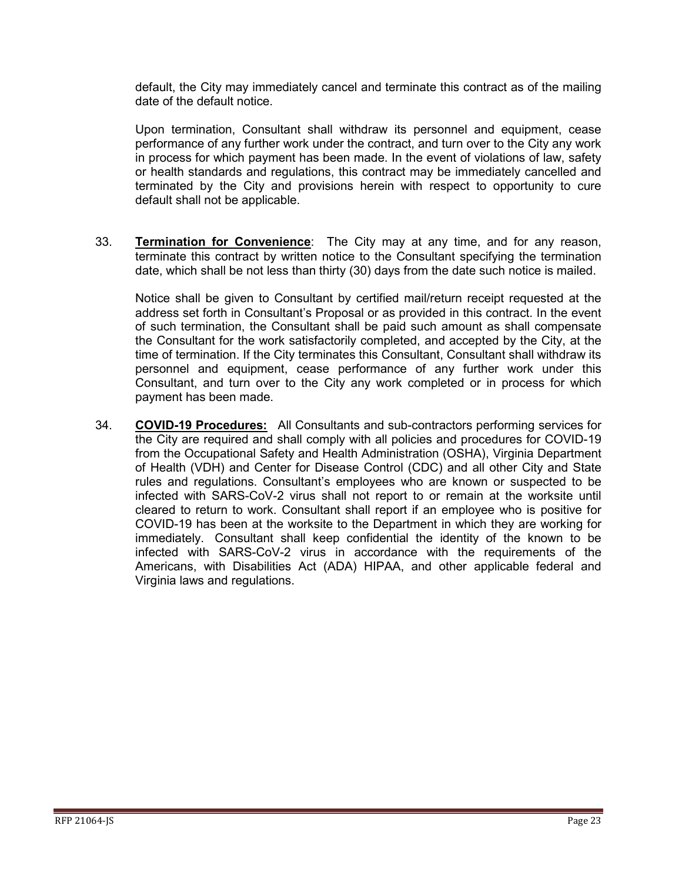default, the City may immediately cancel and terminate this contract as of the mailing date of the default notice.

Upon termination, Consultant shall withdraw its personnel and equipment, cease performance of any further work under the contract, and turn over to the City any work in process for which payment has been made. In the event of violations of law, safety or health standards and regulations, this contract may be immediately cancelled and terminated by the City and provisions herein with respect to opportunity to cure default shall not be applicable.

33. **Termination for Convenience**: The City may at any time, and for any reason, terminate this contract by written notice to the Consultant specifying the termination date, which shall be not less than thirty (30) days from the date such notice is mailed.

    Notice shall be given to Consultant by certified mail/return receipt requested at the address set forth in Consultant's Proposal or as provided in this contract. In the event of such termination, the Consultant shall be paid such amount as shall compensate the Consultant for the work satisfactorily completed, and accepted by the City, at the time of termination. If the City terminates this Consultant, Consultant shall withdraw its personnel and equipment, cease performance of any further work under this Consultant, and turn over to the City any work completed or in process for which payment has been made.

34. **COVID-19 Procedures:** All Consultants and sub-contractors performing services for the City are required and shall comply with all policies and procedures for COVID-19 from the Occupational Safety and Health Administration (OSHA), Virginia Department of Health (VDH) and Center for Disease Control (CDC) and all other City and State rules and regulations. Consultant's employees who are known or suspected to be infected with SARS-CoV-2 virus shall not report to or remain at the worksite until cleared to return to work. Consultant shall report if an employee who is positive for COVID-19 has been at the worksite to the Department in which they are working for immediately. Consultant shall keep confidential the identity of the known to be infected with SARS-CoV-2 virus in accordance with the requirements of the Americans, with Disabilities Act (ADA) HIPAA, and other applicable federal and Virginia laws and regulations.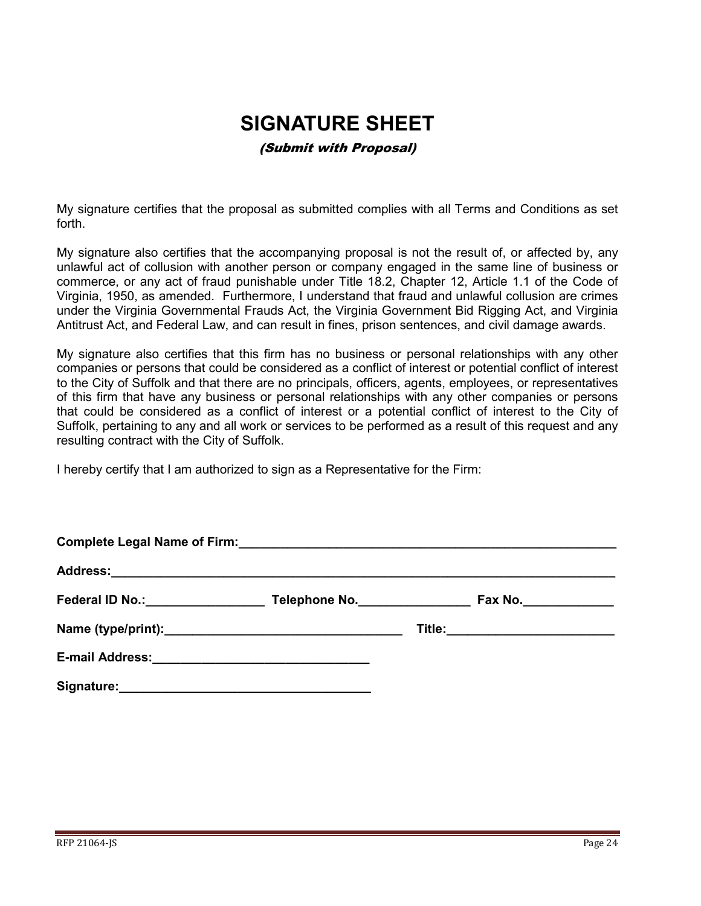# SIGNATURE SHEET

*(Submit with Proposal)*

My signature certifies that the proposal as submitted complies with all Terms and Conditions as set forth.

My signature also certifies that the accompanying proposal is not the result of, or affected by, any unlawful act of collusion with another person or company engaged in the same line of business or commerce, or any act of fraud punishable under Title 18.2, Chapter 12, Article 1.1 of the Code of Virginia, 1950, as amended. Furthermore, I understand that fraud and unlawful collusion are crimes under the Virginia Governmental Frauds Act, the Virginia Government Bid Rigging Act, and Virginia Antitrust Act, and Federal Law, and can result in fines, prison sentences, and civil damage awards.

My signature also certifies that this firm has no business or personal relationships with any other companies or persons that could be considered as a conflict of interest or potential conflict of interest to the City of Suffolk and that there are no principals, officers, agents, employees, or representatives of this firm that have any business or personal relationships with any other companies or persons that could be considered as a conflict of interest or a potential conflict of interest to the City of Suffolk, pertaining to any and all work or services to be performed as a result of this request and any resulting contract with the City of Suffolk.

I hereby certify that I am authorized to sign as a Representative for the Firm:

**Complete Legal Name of Firm:**_______________________________________________________

**Address:**__________________________________________________________________________

**Federal ID No.:**_________________ **Telephone No.**________________ **Fax No.**_____________

**Name (type/print):**__________________________________ **Title:**________________________

**E-mail Address:**_______________________________

**Signature:**____________________________________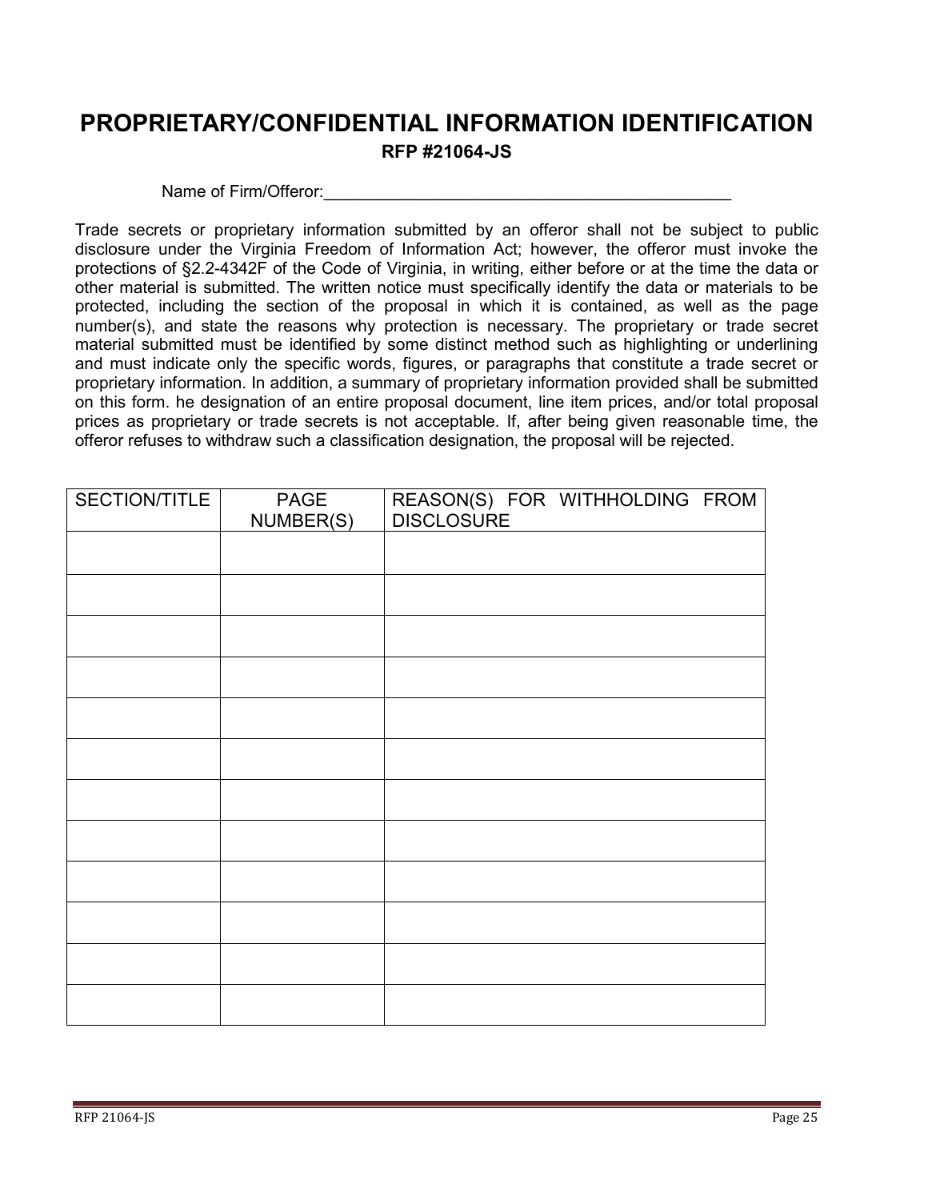# PROPRIETARY/CONFIDENTIAL INFORMATION IDENTIFICATION

**RFP #21064-JS**

Name of Firm/Offeror:_____________________________________________

Trade secrets or proprietary information submitted by an offeror shall not be subject to public disclosure under the Virginia Freedom of Information Act; however, the offeror must invoke the protections of §2.2-4342F of the Code of Virginia, in writing, either before or at the time the data or other material is submitted. The written notice must specifically identify the data or materials to be protected, including the section of the proposal in which it is contained, as well as the page number(s), and state the reasons why protection is necessary. The proprietary or trade secret material submitted must be identified by some distinct method such as highlighting or underlining and must indicate only the specific words, figures, or paragraphs that constitute a trade secret or proprietary information. In addition, a summary of proprietary information provided shall be submitted on this form. he designation of an entire proposal document, line item prices, and/or total proposal prices as proprietary or trade secrets is not acceptable. If, after being given reasonable time, the offeror refuses to withdraw such a classification designation, the proposal will be rejected.

| SECTION/TITLE | PAGE NUMBER(S) | REASON(S) FOR WITHHOLDING FROM DISCLOSURE |
|---|---|---|
| | | |
| | | |
| | | |
| | | |
| | | |
| | | |
| | | |
| | | |
| | | |
| | | |
| | | |
| | | |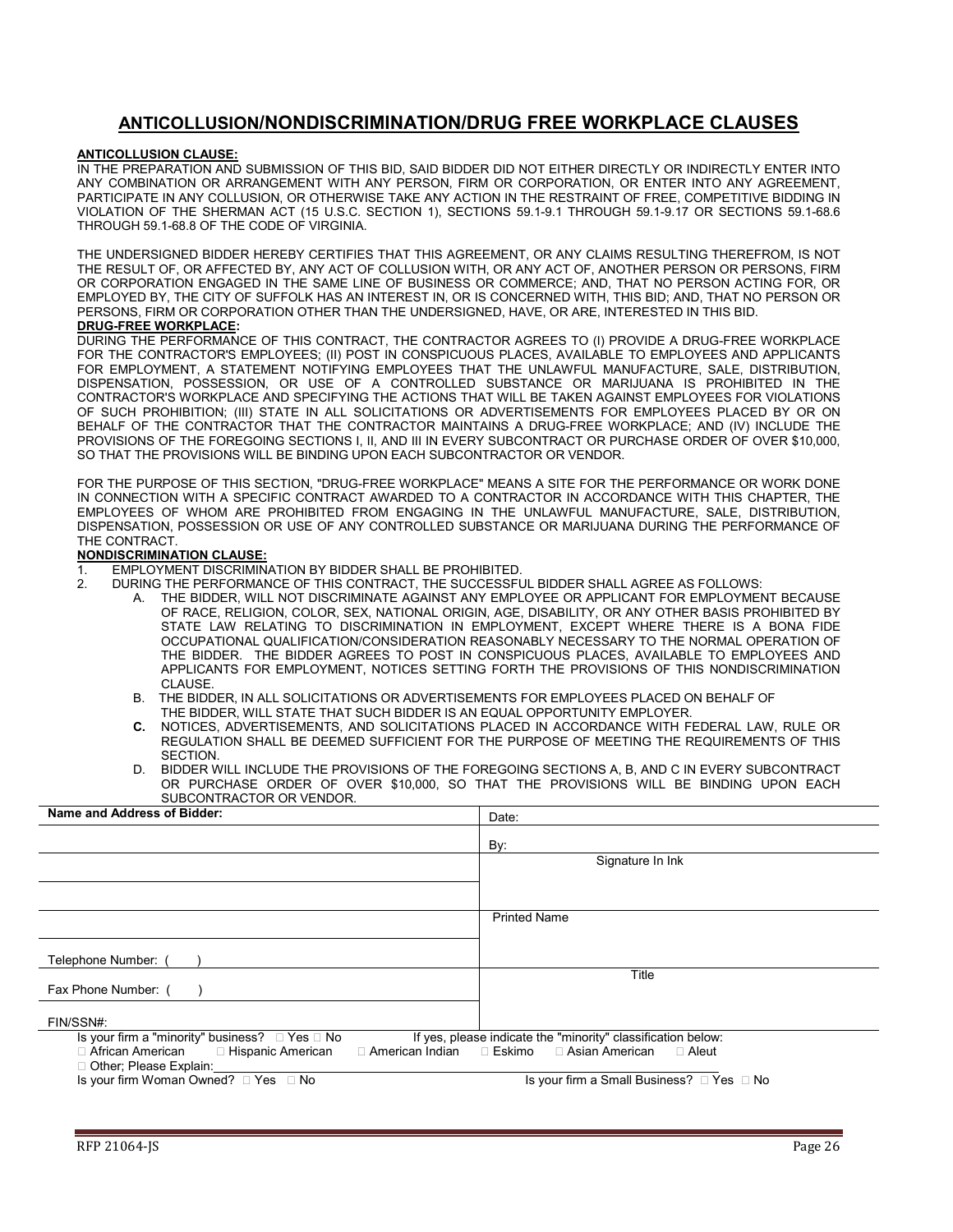# ANTICOLLUSION/NONDISCRIMINATION/DRUG FREE WORKPLACE CLAUSES

**ANTICOLLUSION CLAUSE:**

IN THE PREPARATION AND SUBMISSION OF THIS BID, SAID BIDDER DID NOT EITHER DIRECTLY OR INDIRECTLY ENTER INTO ANY COMBINATION OR ARRANGEMENT WITH ANY PERSON, FIRM OR CORPORATION, OR ENTER INTO ANY AGREEMENT, PARTICIPATE IN ANY COLLUSION, OR OTHERWISE TAKE ANY ACTION IN THE RESTRAINT OF FREE, COMPETITIVE BIDDING IN VIOLATION OF THE SHERMAN ACT (15 U.S.C. SECTION 1), SECTIONS 59.1-9.1 THROUGH 59.1-9.17 OR SECTIONS 59.1-68.6 THROUGH 59.1-68.8 OF THE CODE OF VIRGINIA.

THE UNDERSIGNED BIDDER HEREBY CERTIFIES THAT THIS AGREEMENT, OR ANY CLAIMS RESULTING THEREFROM, IS NOT THE RESULT OF, OR AFFECTED BY, ANY ACT OF COLLUSION WITH, OR ANY ACT OF, ANOTHER PERSON OR PERSONS, FIRM OR CORPORATION ENGAGED IN THE SAME LINE OF BUSINESS OR COMMERCE; AND, THAT NO PERSON ACTING FOR, OR EMPLOYED BY, THE CITY OF SUFFOLK HAS AN INTEREST IN, OR IS CONCERNED WITH, THIS BID; AND, THAT NO PERSON OR PERSONS, FIRM OR CORPORATION OTHER THAN THE UNDERSIGNED, HAVE, OR ARE, INTERESTED IN THIS BID.

**DRUG-FREE WORKPLACE:**

DURING THE PERFORMANCE OF THIS CONTRACT, THE CONTRACTOR AGREES TO (I) PROVIDE A DRUG-FREE WORKPLACE FOR THE CONTRACTOR'S EMPLOYEES; (II) POST IN CONSPICUOUS PLACES, AVAILABLE TO EMPLOYEES AND APPLICANTS FOR EMPLOYMENT, A STATEMENT NOTIFYING EMPLOYEES THAT THE UNLAWFUL MANUFACTURE, SALE, DISTRIBUTION, DISPENSATION, POSSESSION, OR USE OF A CONTROLLED SUBSTANCE OR MARIJUANA IS PROHIBITED IN THE CONTRACTOR'S WORKPLACE AND SPECIFYING THE ACTIONS THAT WILL BE TAKEN AGAINST EMPLOYEES FOR VIOLATIONS OF SUCH PROHIBITION; (III) STATE IN ALL SOLICITATIONS OR ADVERTISEMENTS FOR EMPLOYEES PLACED BY OR ON BEHALF OF THE CONTRACTOR THAT THE CONTRACTOR MAINTAINS A DRUG-FREE WORKPLACE; AND (IV) INCLUDE THE PROVISIONS OF THE FOREGOING SECTIONS I, II, AND III IN EVERY SUBCONTRACT OR PURCHASE ORDER OF OVER $10,000, SO THAT THE PROVISIONS WILL BE BINDING UPON EACH SUBCONTRACTOR OR VENDOR.

FOR THE PURPOSE OF THIS SECTION, "DRUG-FREE WORKPLACE" MEANS A SITE FOR THE PERFORMANCE OR WORK DONE IN CONNECTION WITH A SPECIFIC CONTRACT AWARDED TO A CONTRACTOR IN ACCORDANCE WITH THIS CHAPTER, THE EMPLOYEES OF WHOM ARE PROHIBITED FROM ENGAGING IN THE UNLAWFUL MANUFACTURE, SALE, DISTRIBUTION, DISPENSATION, POSSESSION OR USE OF ANY CONTROLLED SUBSTANCE OR MARIJUANA DURING THE PERFORMANCE OF THE CONTRACT.

**NONDISCRIMINATION CLAUSE:**

1. EMPLOYMENT DISCRIMINATION BY BIDDER SHALL BE PROHIBITED.
2. DURING THE PERFORMANCE OF THIS CONTRACT, THE SUCCESSFUL BIDDER SHALL AGREE AS FOLLOWS:
   - A. THE BIDDER, WILL NOT DISCRIMINATE AGAINST ANY EMPLOYEE OR APPLICANT FOR EMPLOYMENT BECAUSE OF RACE, RELIGION, COLOR, SEX, NATIONAL ORIGIN, AGE, DISABILITY, OR ANY OTHER BASIS PROHIBITED BY STATE LAW RELATING TO DISCRIMINATION IN EMPLOYMENT, EXCEPT WHERE THERE IS A BONA FIDE OCCUPATIONAL QUALIFICATION/CONSIDERATION REASONABLY NECESSARY TO THE NORMAL OPERATION OF THE BIDDER. THE BIDDER AGREES TO POST IN CONSPICUOUS PLACES, AVAILABLE TO EMPLOYEES AND APPLICANTS FOR EMPLOYMENT, NOTICES SETTING FORTH THE PROVISIONS OF THIS NONDISCRIMINATION CLAUSE.
   - B. THE BIDDER, IN ALL SOLICITATIONS OR ADVERTISEMENTS FOR EMPLOYEES PLACED ON BEHALF OF THE BIDDER, WILL STATE THAT SUCH BIDDER IS AN EQUAL OPPORTUNITY EMPLOYER.
   - **C.** NOTICES, ADVERTISEMENTS, AND SOLICITATIONS PLACED IN ACCORDANCE WITH FEDERAL LAW, RULE OR REGULATION SHALL BE DEEMED SUFFICIENT FOR THE PURPOSE OF MEETING THE REQUIREMENTS OF THIS SECTION.
   - D. BIDDER WILL INCLUDE THE PROVISIONS OF THE FOREGOING SECTIONS A, B, AND C IN EVERY SUBCONTRACT OR PURCHASE ORDER OF OVER $10,000, SO THAT THE PROVISIONS WILL BE BINDING UPON EACH SUBCONTRACTOR OR VENDOR.

| **Name and Address of Bidder:** | Date: |
|---|---|
| | By: |
| | Signature In Ink |
| | |
| | Printed Name |
| Telephone Number: (   ) | |
| Fax Phone Number: (   ) | Title |
| FIN/SSN#: | |

Is your firm a "minority" business? ☐ Yes ☐ No    If yes, please indicate the "minority" classification below:

☐ African American  ☐ Hispanic American  ☐ American Indian  ☐ Eskimo  ☐ Asian American  ☐ Aleut

☐ Other; Please Explain:\_\_\_\_\_\_\_\_\_\_\_\_\_\_\_\_\_\_\_\_\_\_\_\_\_\_\_\_\_\_\_\_\_\_\_\_

Is your firm Woman Owned? ☐ Yes ☐ No    Is your firm a Small Business? ☐ Yes ☐ No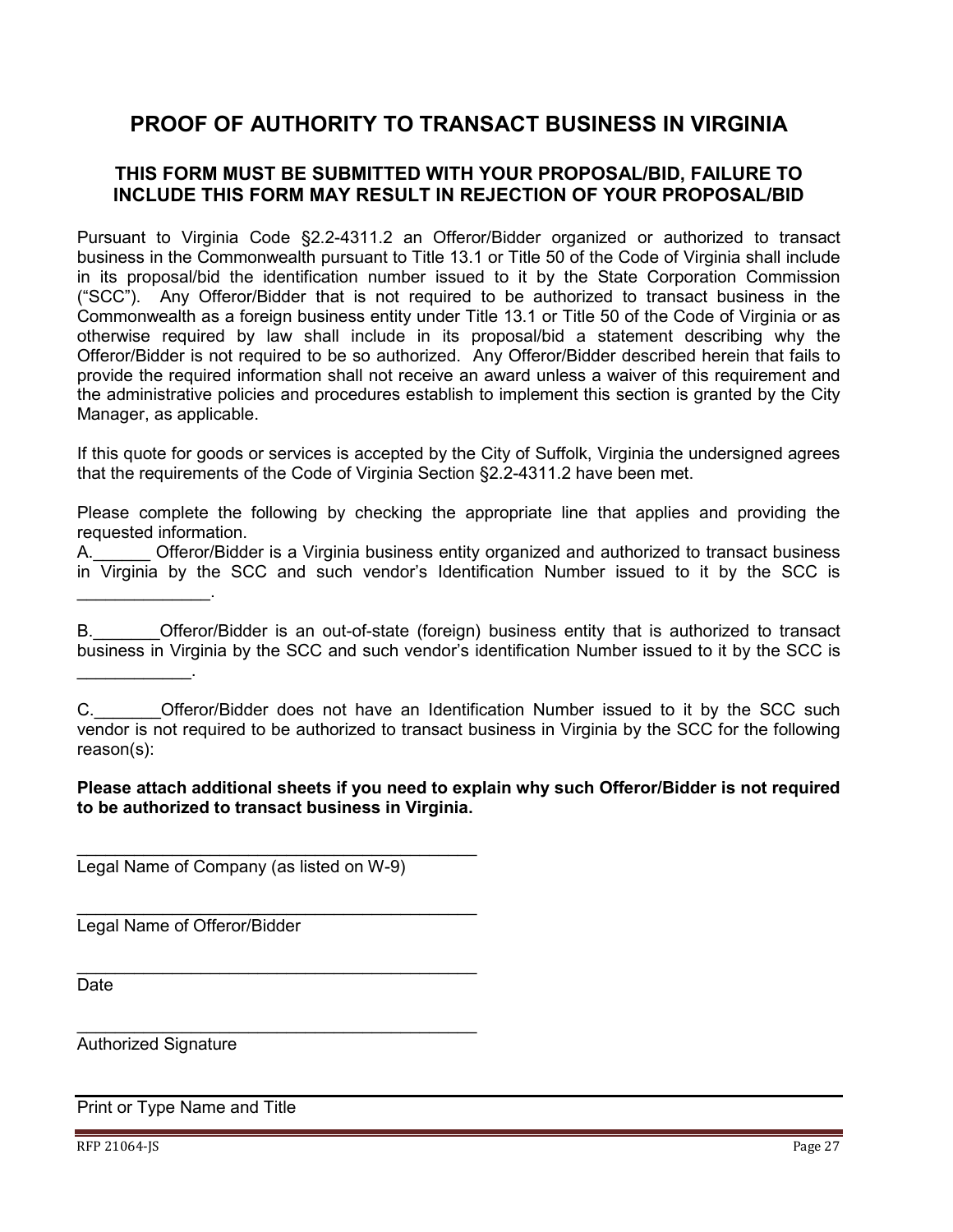# PROOF OF AUTHORITY TO TRANSACT BUSINESS IN VIRGINIA

### THIS FORM MUST BE SUBMITTED WITH YOUR PROPOSAL/BID, FAILURE TO INCLUDE THIS FORM MAY RESULT IN REJECTION OF YOUR PROPOSAL/BID

Pursuant to Virginia Code §2.2-4311.2 an Offeror/Bidder organized or authorized to transact business in the Commonwealth pursuant to Title 13.1 or Title 50 of the Code of Virginia shall include in its proposal/bid the identification number issued to it by the State Corporation Commission ("SCC"). Any Offeror/Bidder that is not required to be authorized to transact business in the Commonwealth as a foreign business entity under Title 13.1 or Title 50 of the Code of Virginia or as otherwise required by law shall include in its proposal/bid a statement describing why the Offeror/Bidder is not required to be so authorized. Any Offeror/Bidder described herein that fails to provide the required information shall not receive an award unless a waiver of this requirement and the administrative policies and procedures establish to implement this section is granted by the City Manager, as applicable.

If this quote for goods or services is accepted by the City of Suffolk, Virginia the undersigned agrees that the requirements of the Code of Virginia Section §2.2-4311.2 have been met.

Please complete the following by checking the appropriate line that applies and providing the requested information.

A.______ Offeror/Bidder is a Virginia business entity organized and authorized to transact business in Virginia by the SCC and such vendor's Identification Number issued to it by the SCC is ______________.

B._______Offeror/Bidder is an out-of-state (foreign) business entity that is authorized to transact business in Virginia by the SCC and such vendor's identification Number issued to it by the SCC is ____________.

C._______Offeror/Bidder does not have an Identification Number issued to it by the SCC such vendor is not required to be authorized to transact business in Virginia by the SCC for the following reason(s):

**Please attach additional sheets if you need to explain why such Offeror/Bidder is not required to be authorized to transact business in Virginia.**

____________________________________________
Legal Name of Company (as listed on W-9)

____________________________________________
Legal Name of Offeror/Bidder

____________________________________________
Date

____________________________________________
Authorized Signature

____________________________________________
Print or Type Name and Title